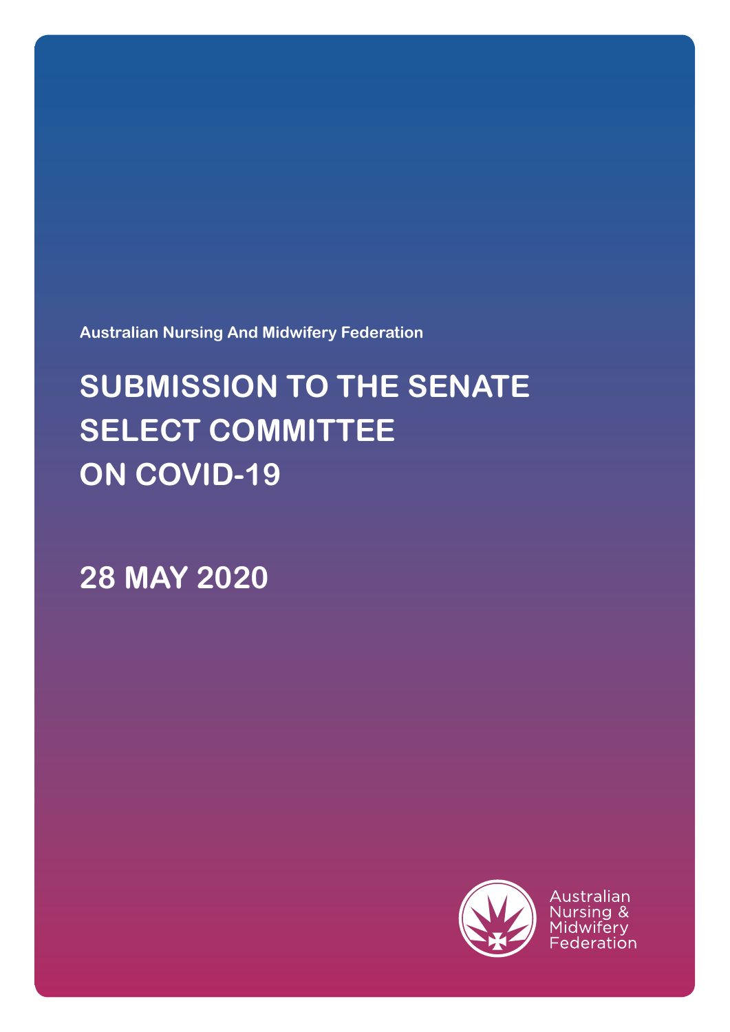Australian Nursing And Midwifery Federation

# SUBMISSION TO THE SENATE SELECT COMMITTEE ON COVID-19

## 28 MAY 2020

Australian Nursing & Midwifery Federation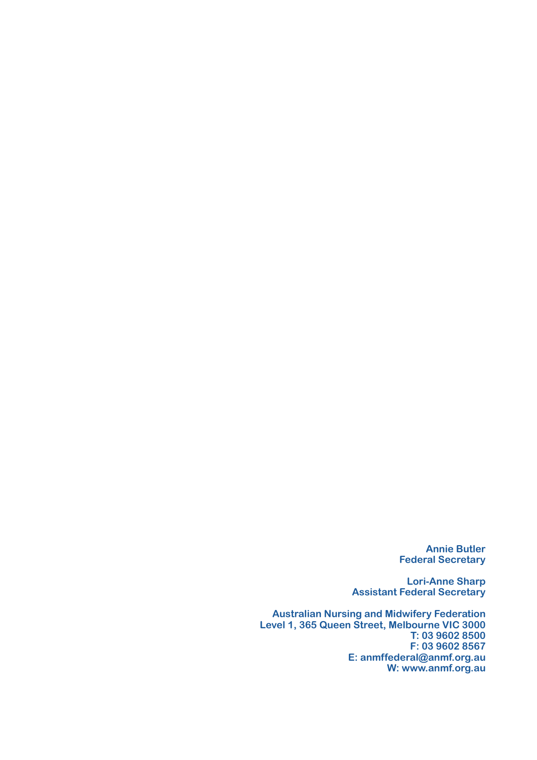**Annie Butler**
**Federal Secretary**

**Lori-Anne Sharp**
**Assistant Federal Secretary**

**Australian Nursing and Midwifery Federation**
**Level 1, 365 Queen Street, Melbourne VIC 3000**
**T: 03 9602 8500**
**F: 03 9602 8567**
**E: anmffederal@anmf.org.au**
**W: www.anmf.org.au**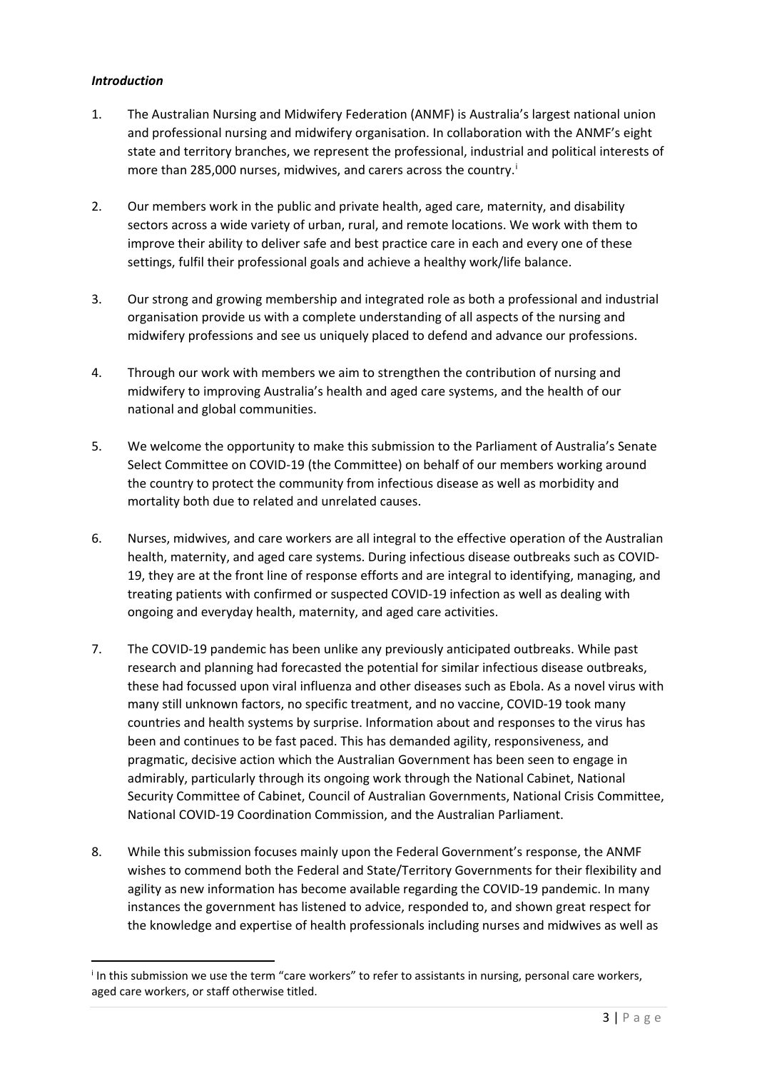***Introduction***

1. The Australian Nursing and Midwifery Federation (ANMF) is Australia's largest national union and professional nursing and midwifery organisation. In collaboration with the ANMF's eight state and territory branches, we represent the professional, industrial and political interests of more than 285,000 nurses, midwives, and carers across the country.[i]

2. Our members work in the public and private health, aged care, maternity, and disability sectors across a wide variety of urban, rural, and remote locations. We work with them to improve their ability to deliver safe and best practice care in each and every one of these settings, fulfil their professional goals and achieve a healthy work/life balance.

3. Our strong and growing membership and integrated role as both a professional and industrial organisation provide us with a complete understanding of all aspects of the nursing and midwifery professions and see us uniquely placed to defend and advance our professions.

4. Through our work with members we aim to strengthen the contribution of nursing and midwifery to improving Australia's health and aged care systems, and the health of our national and global communities.

5. We welcome the opportunity to make this submission to the Parliament of Australia's Senate Select Committee on COVID-19 (the Committee) on behalf of our members working around the country to protect the community from infectious disease as well as morbidity and mortality both due to related and unrelated causes.

6. Nurses, midwives, and care workers are all integral to the effective operation of the Australian health, maternity, and aged care systems. During infectious disease outbreaks such as COVID-19, they are at the front line of response efforts and are integral to identifying, managing, and treating patients with confirmed or suspected COVID-19 infection as well as dealing with ongoing and everyday health, maternity, and aged care activities.

7. The COVID-19 pandemic has been unlike any previously anticipated outbreaks. While past research and planning had forecasted the potential for similar infectious disease outbreaks, these had focussed upon viral influenza and other diseases such as Ebola. As a novel virus with many still unknown factors, no specific treatment, and no vaccine, COVID-19 took many countries and health systems by surprise. Information about and responses to the virus has been and continues to be fast paced. This has demanded agility, responsiveness, and pragmatic, decisive action which the Australian Government has been seen to engage in admirably, particularly through its ongoing work through the National Cabinet, National Security Committee of Cabinet, Council of Australian Governments, National Crisis Committee, National COVID-19 Coordination Commission, and the Australian Parliament.

8. While this submission focuses mainly upon the Federal Government's response, the ANMF wishes to commend both the Federal and State/Territory Governments for their flexibility and agility as new information has become available regarding the COVID-19 pandemic. In many instances the government has listened to advice, responded to, and shown great respect for the knowledge and expertise of health professionals including nurses and midwives as well as

---

[i] In this submission we use the term "care workers" to refer to assistants in nursing, personal care workers, aged care workers, or staff otherwise titled.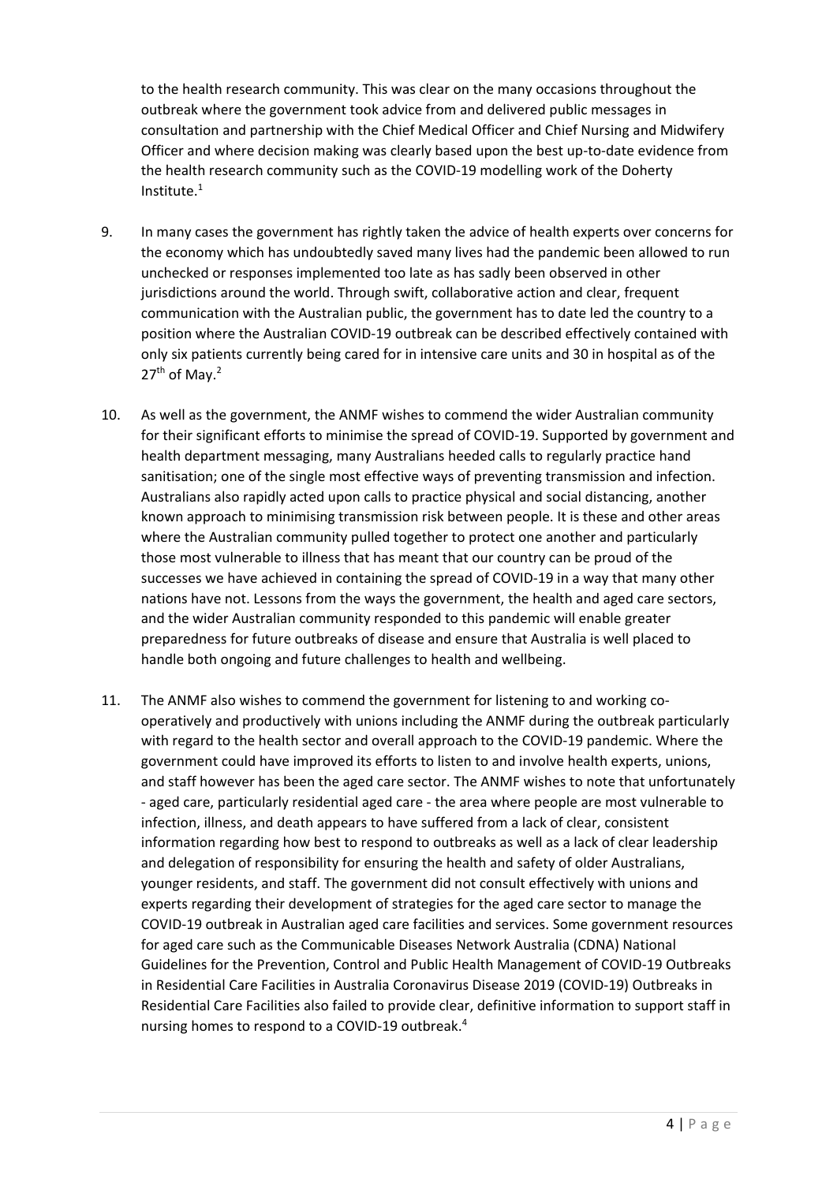to the health research community. This was clear on the many occasions throughout the outbreak where the government took advice from and delivered public messages in consultation and partnership with the Chief Medical Officer and Chief Nursing and Midwifery Officer and where decision making was clearly based upon the best up-to-date evidence from the health research community such as the COVID-19 modelling work of the Doherty Institute.[1]

9. In many cases the government has rightly taken the advice of health experts over concerns for the economy which has undoubtedly saved many lives had the pandemic been allowed to run unchecked or responses implemented too late as has sadly been observed in other jurisdictions around the world. Through swift, collaborative action and clear, frequent communication with the Australian public, the government has to date led the country to a position where the Australian COVID-19 outbreak can be described effectively contained with only six patients currently being cared for in intensive care units and 30 in hospital as of the 27th of May.[2]

10. As well as the government, the ANMF wishes to commend the wider Australian community for their significant efforts to minimise the spread of COVID-19. Supported by government and health department messaging, many Australians heeded calls to regularly practice hand sanitisation; one of the single most effective ways of preventing transmission and infection. Australians also rapidly acted upon calls to practice physical and social distancing, another known approach to minimising transmission risk between people. It is these and other areas where the Australian community pulled together to protect one another and particularly those most vulnerable to illness that has meant that our country can be proud of the successes we have achieved in containing the spread of COVID-19 in a way that many other nations have not. Lessons from the ways the government, the health and aged care sectors, and the wider Australian community responded to this pandemic will enable greater preparedness for future outbreaks of disease and ensure that Australia is well placed to handle both ongoing and future challenges to health and wellbeing.

11. The ANMF also wishes to commend the government for listening to and working co-operatively and productively with unions including the ANMF during the outbreak particularly with regard to the health sector and overall approach to the COVID-19 pandemic. Where the government could have improved its efforts to listen to and involve health experts, unions, and staff however has been the aged care sector. The ANMF wishes to note that unfortunately - aged care, particularly residential aged care - the area where people are most vulnerable to infection, illness, and death appears to have suffered from a lack of clear, consistent information regarding how best to respond to outbreaks as well as a lack of clear leadership and delegation of responsibility for ensuring the health and safety of older Australians, younger residents, and staff. The government did not consult effectively with unions and experts regarding their development of strategies for the aged care sector to manage the COVID-19 outbreak in Australian aged care facilities and services. Some government resources for aged care such as the Communicable Diseases Network Australia (CDNA) National Guidelines for the Prevention, Control and Public Health Management of COVID-19 Outbreaks in Residential Care Facilities in Australia Coronavirus Disease 2019 (COVID-19) Outbreaks in Residential Care Facilities also failed to provide clear, definitive information to support staff in nursing homes to respond to a COVID-19 outbreak.[4]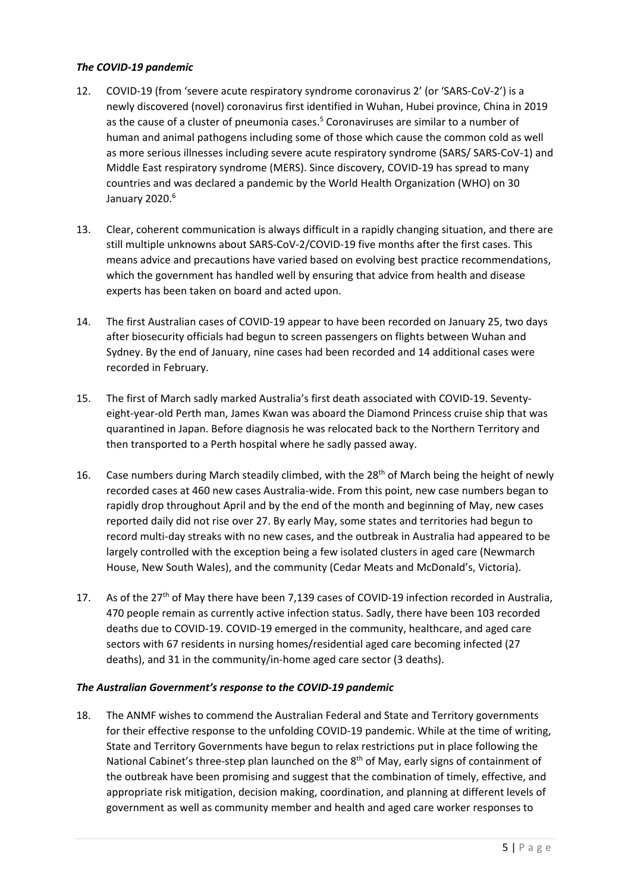### *The COVID-19 pandemic*

12. COVID-19 (from 'severe acute respiratory syndrome coronavirus 2' (or 'SARS-CoV-2') is a newly discovered (novel) coronavirus first identified in Wuhan, Hubei province, China in 2019 as the cause of a cluster of pneumonia cases.[5] Coronaviruses are similar to a number of human and animal pathogens including some of those which cause the common cold as well as more serious illnesses including severe acute respiratory syndrome (SARS/ SARS-CoV-1) and Middle East respiratory syndrome (MERS). Since discovery, COVID-19 has spread to many countries and was declared a pandemic by the World Health Organization (WHO) on 30 January 2020.[6]

13. Clear, coherent communication is always difficult in a rapidly changing situation, and there are still multiple unknowns about SARS-CoV-2/COVID-19 five months after the first cases. This means advice and precautions have varied based on evolving best practice recommendations, which the government has handled well by ensuring that advice from health and disease experts has been taken on board and acted upon.

14. The first Australian cases of COVID-19 appear to have been recorded on January 25, two days after biosecurity officials had begun to screen passengers on flights between Wuhan and Sydney. By the end of January, nine cases had been recorded and 14 additional cases were recorded in February.

15. The first of March sadly marked Australia's first death associated with COVID-19. Seventy-eight-year-old Perth man, James Kwan was aboard the Diamond Princess cruise ship that was quarantined in Japan. Before diagnosis he was relocated back to the Northern Territory and then transported to a Perth hospital where he sadly passed away.

16. Case numbers during March steadily climbed, with the 28th of March being the height of newly recorded cases at 460 new cases Australia-wide. From this point, new case numbers began to rapidly drop throughout April and by the end of the month and beginning of May, new cases reported daily did not rise over 27. By early May, some states and territories had begun to record multi-day streaks with no new cases, and the outbreak in Australia had appeared to be largely controlled with the exception being a few isolated clusters in aged care (Newmarch House, New South Wales), and the community (Cedar Meats and McDonald's, Victoria).

17. As of the 27th of May there have been 7,139 cases of COVID-19 infection recorded in Australia, 470 people remain as currently active infection status. Sadly, there have been 103 recorded deaths due to COVID-19. COVID-19 emerged in the community, healthcare, and aged care sectors with 67 residents in nursing homes/residential aged care becoming infected (27 deaths), and 31 in the community/in-home aged care sector (3 deaths).

### *The Australian Government's response to the COVID-19 pandemic*

18. The ANMF wishes to commend the Australian Federal and State and Territory governments for their effective response to the unfolding COVID-19 pandemic. While at the time of writing, State and Territory Governments have begun to relax restrictions put in place following the National Cabinet's three-step plan launched on the 8th of May, early signs of containment of the outbreak have been promising and suggest that the combination of timely, effective, and appropriate risk mitigation, decision making, coordination, and planning at different levels of government as well as community member and health and aged care worker responses to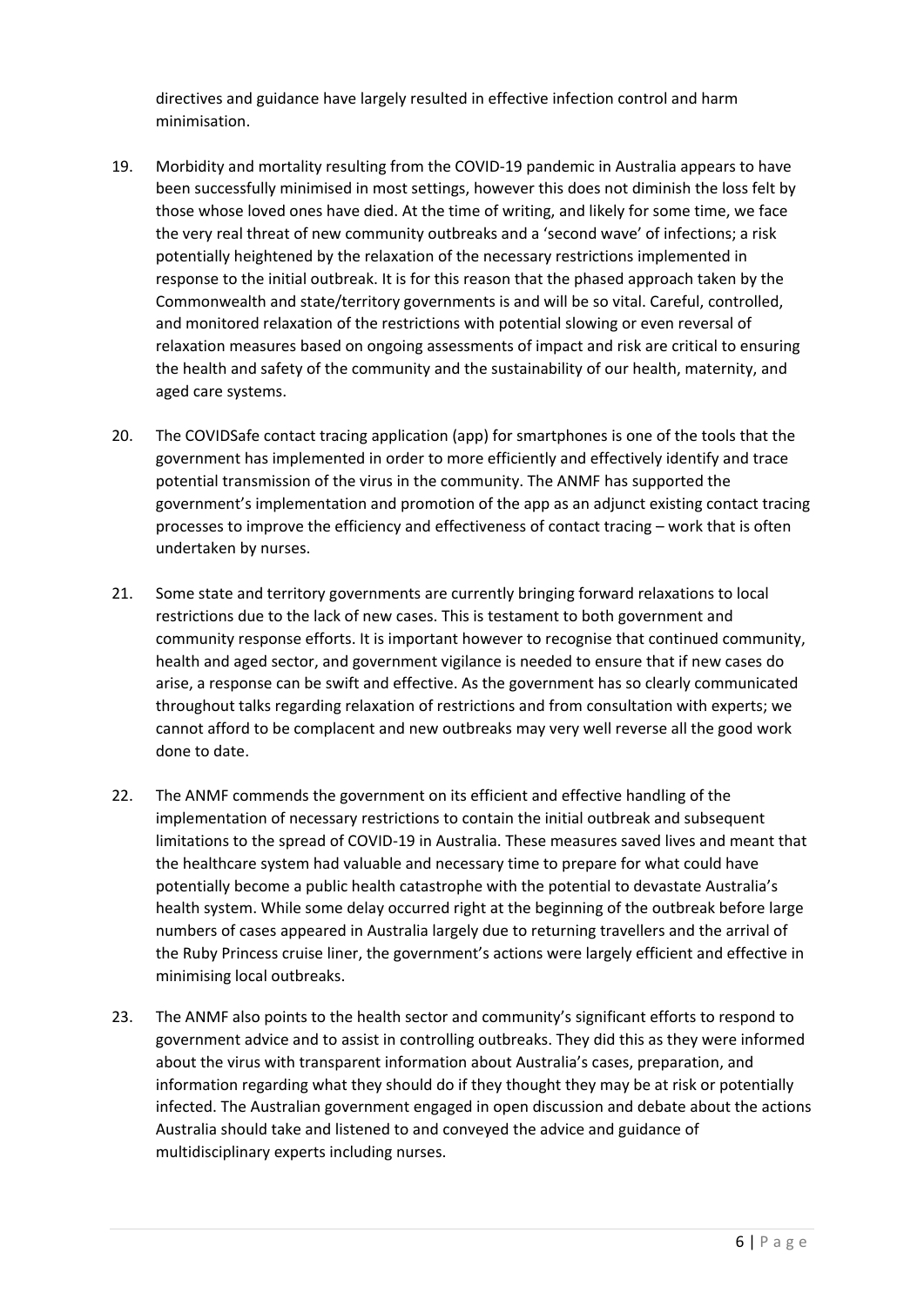directives and guidance have largely resulted in effective infection control and harm minimisation.

19. Morbidity and mortality resulting from the COVID-19 pandemic in Australia appears to have been successfully minimised in most settings, however this does not diminish the loss felt by those whose loved ones have died. At the time of writing, and likely for some time, we face the very real threat of new community outbreaks and a 'second wave' of infections; a risk potentially heightened by the relaxation of the necessary restrictions implemented in response to the initial outbreak. It is for this reason that the phased approach taken by the Commonwealth and state/territory governments is and will be so vital. Careful, controlled, and monitored relaxation of the restrictions with potential slowing or even reversal of relaxation measures based on ongoing assessments of impact and risk are critical to ensuring the health and safety of the community and the sustainability of our health, maternity, and aged care systems.

20. The COVIDSafe contact tracing application (app) for smartphones is one of the tools that the government has implemented in order to more efficiently and effectively identify and trace potential transmission of the virus in the community. The ANMF has supported the government's implementation and promotion of the app as an adjunct existing contact tracing processes to improve the efficiency and effectiveness of contact tracing – work that is often undertaken by nurses.

21. Some state and territory governments are currently bringing forward relaxations to local restrictions due to the lack of new cases. This is testament to both government and community response efforts. It is important however to recognise that continued community, health and aged sector, and government vigilance is needed to ensure that if new cases do arise, a response can be swift and effective. As the government has so clearly communicated throughout talks regarding relaxation of restrictions and from consultation with experts; we cannot afford to be complacent and new outbreaks may very well reverse all the good work done to date.

22. The ANMF commends the government on its efficient and effective handling of the implementation of necessary restrictions to contain the initial outbreak and subsequent limitations to the spread of COVID-19 in Australia. These measures saved lives and meant that the healthcare system had valuable and necessary time to prepare for what could have potentially become a public health catastrophe with the potential to devastate Australia's health system. While some delay occurred right at the beginning of the outbreak before large numbers of cases appeared in Australia largely due to returning travellers and the arrival of the Ruby Princess cruise liner, the government's actions were largely efficient and effective in minimising local outbreaks.

23. The ANMF also points to the health sector and community's significant efforts to respond to government advice and to assist in controlling outbreaks. They did this as they were informed about the virus with transparent information about Australia's cases, preparation, and information regarding what they should do if they thought they may be at risk or potentially infected. The Australian government engaged in open discussion and debate about the actions Australia should take and listened to and conveyed the advice and guidance of multidisciplinary experts including nurses.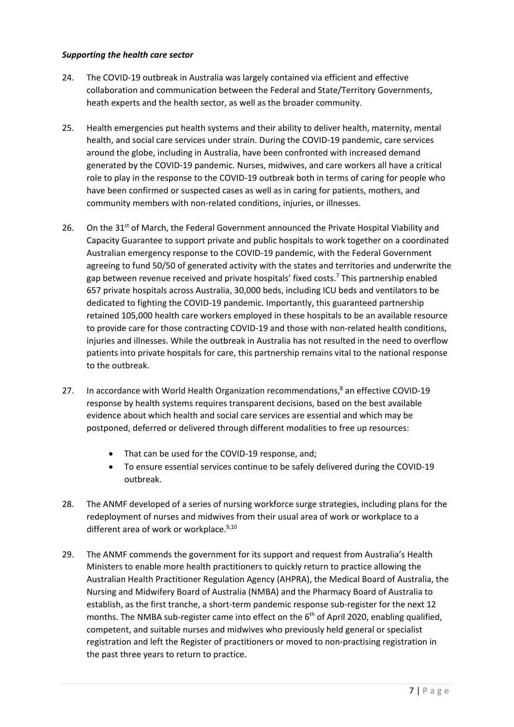***Supporting the health care sector***

24. The COVID-19 outbreak in Australia was largely contained via efficient and effective collaboration and communication between the Federal and State/Territory Governments, heath experts and the health sector, as well as the broader community.

25. Health emergencies put health systems and their ability to deliver health, maternity, mental health, and social care services under strain. During the COVID-19 pandemic, care services around the globe, including in Australia, have been confronted with increased demand generated by the COVID-19 pandemic. Nurses, midwives, and care workers all have a critical role to play in the response to the COVID-19 outbreak both in terms of caring for people who have been confirmed or suspected cases as well as in caring for patients, mothers, and community members with non-related conditions, injuries, or illnesses.

26. On the 31st of March, the Federal Government announced the Private Hospital Viability and Capacity Guarantee to support private and public hospitals to work together on a coordinated Australian emergency response to the COVID-19 pandemic, with the Federal Government agreeing to fund 50/50 of generated activity with the states and territories and underwrite the gap between revenue received and private hospitals' fixed costs.[7] This partnership enabled 657 private hospitals across Australia, 30,000 beds, including ICU beds and ventilators to be dedicated to fighting the COVID-19 pandemic. Importantly, this guaranteed partnership retained 105,000 health care workers employed in these hospitals to be an available resource to provide care for those contracting COVID-19 and those with non-related health conditions, injuries and illnesses. While the outbreak in Australia has not resulted in the need to overflow patients into private hospitals for care, this partnership remains vital to the national response to the outbreak.

27. In accordance with World Health Organization recommendations,[8] an effective COVID-19 response by health systems requires transparent decisions, based on the best available evidence about which health and social care services are essential and which may be postponed, deferred or delivered through different modalities to free up resources:

    - That can be used for the COVID-19 response, and;
    - To ensure essential services continue to be safely delivered during the COVID-19 outbreak.

28. The ANMF developed of a series of nursing workforce surge strategies, including plans for the redeployment of nurses and midwives from their usual area of work or workplace to a different area of work or workplace.[9,10]

29. The ANMF commends the government for its support and request from Australia's Health Ministers to enable more health practitioners to quickly return to practice allowing the Australian Health Practitioner Regulation Agency (AHPRA), the Medical Board of Australia, the Nursing and Midwifery Board of Australia (NMBA) and the Pharmacy Board of Australia to establish, as the first tranche, a short-term pandemic response sub-register for the next 12 months. The NMBA sub-register came into effect on the 6th of April 2020, enabling qualified, competent, and suitable nurses and midwives who previously held general or specialist registration and left the Register of practitioners or moved to non-practising registration in the past three years to return to practice.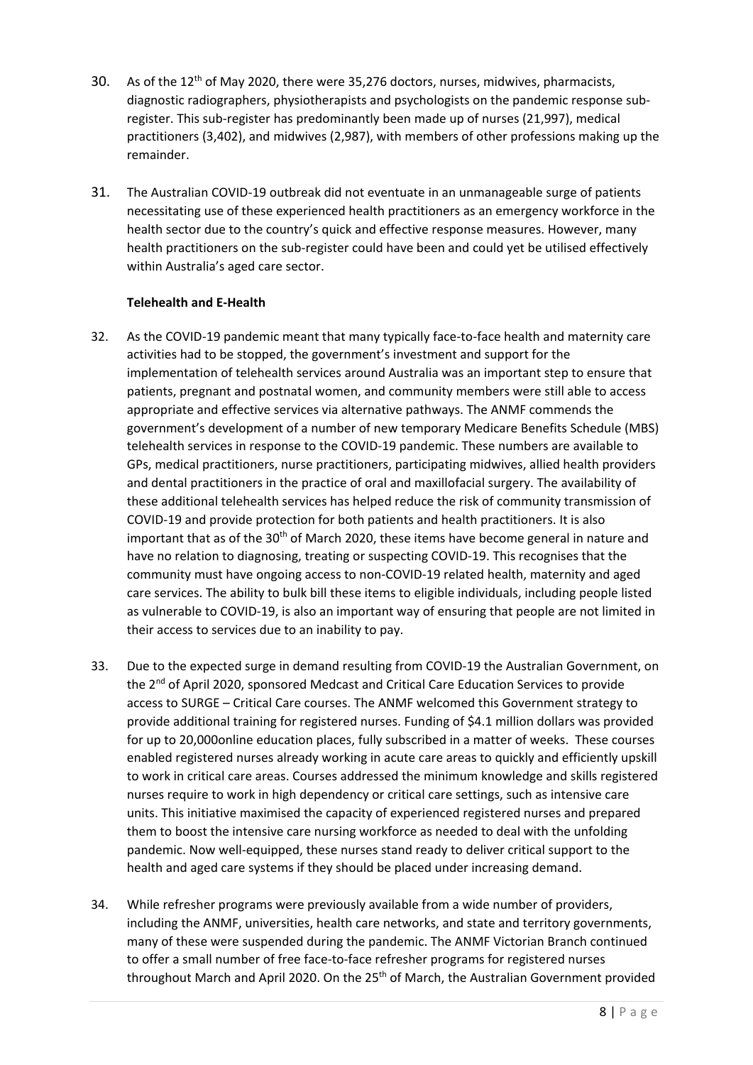30. As of the 12th of May 2020, there were 35,276 doctors, nurses, midwives, pharmacists, diagnostic radiographers, physiotherapists and psychologists on the pandemic response sub-register. This sub-register has predominantly been made up of nurses (21,997), medical practitioners (3,402), and midwives (2,987), with members of other professions making up the remainder.

31. The Australian COVID-19 outbreak did not eventuate in an unmanageable surge of patients necessitating use of these experienced health practitioners as an emergency workforce in the health sector due to the country's quick and effective response measures. However, many health practitioners on the sub-register could have been and could yet be utilised effectively within Australia's aged care sector.

**Telehealth and E-Health**

32. As the COVID-19 pandemic meant that many typically face-to-face health and maternity care activities had to be stopped, the government's investment and support for the implementation of telehealth services around Australia was an important step to ensure that patients, pregnant and postnatal women, and community members were still able to access appropriate and effective services via alternative pathways. The ANMF commends the government's development of a number of new temporary Medicare Benefits Schedule (MBS) telehealth services in response to the COVID-19 pandemic. These numbers are available to GPs, medical practitioners, nurse practitioners, participating midwives, allied health providers and dental practitioners in the practice of oral and maxillofacial surgery. The availability of these additional telehealth services has helped reduce the risk of community transmission of COVID-19 and provide protection for both patients and health practitioners. It is also important that as of the 30th of March 2020, these items have become general in nature and have no relation to diagnosing, treating or suspecting COVID-19. This recognises that the community must have ongoing access to non-COVID-19 related health, maternity and aged care services. The ability to bulk bill these items to eligible individuals, including people listed as vulnerable to COVID-19, is also an important way of ensuring that people are not limited in their access to services due to an inability to pay.

33. Due to the expected surge in demand resulting from COVID-19 the Australian Government, on the 2nd of April 2020, sponsored Medcast and Critical Care Education Services to provide access to SURGE – Critical Care courses. The ANMF welcomed this Government strategy to provide additional training for registered nurses. Funding of $4.1 million dollars was provided for up to 20,000online education places, fully subscribed in a matter of weeks. These courses enabled registered nurses already working in acute care areas to quickly and efficiently upskill to work in critical care areas. Courses addressed the minimum knowledge and skills registered nurses require to work in high dependency or critical care settings, such as intensive care units. This initiative maximised the capacity of experienced registered nurses and prepared them to boost the intensive care nursing workforce as needed to deal with the unfolding pandemic. Now well-equipped, these nurses stand ready to deliver critical support to the health and aged care systems if they should be placed under increasing demand.

34. While refresher programs were previously available from a wide number of providers, including the ANMF, universities, health care networks, and state and territory governments, many of these were suspended during the pandemic. The ANMF Victorian Branch continued to offer a small number of free face-to-face refresher programs for registered nurses throughout March and April 2020. On the 25th of March, the Australian Government provided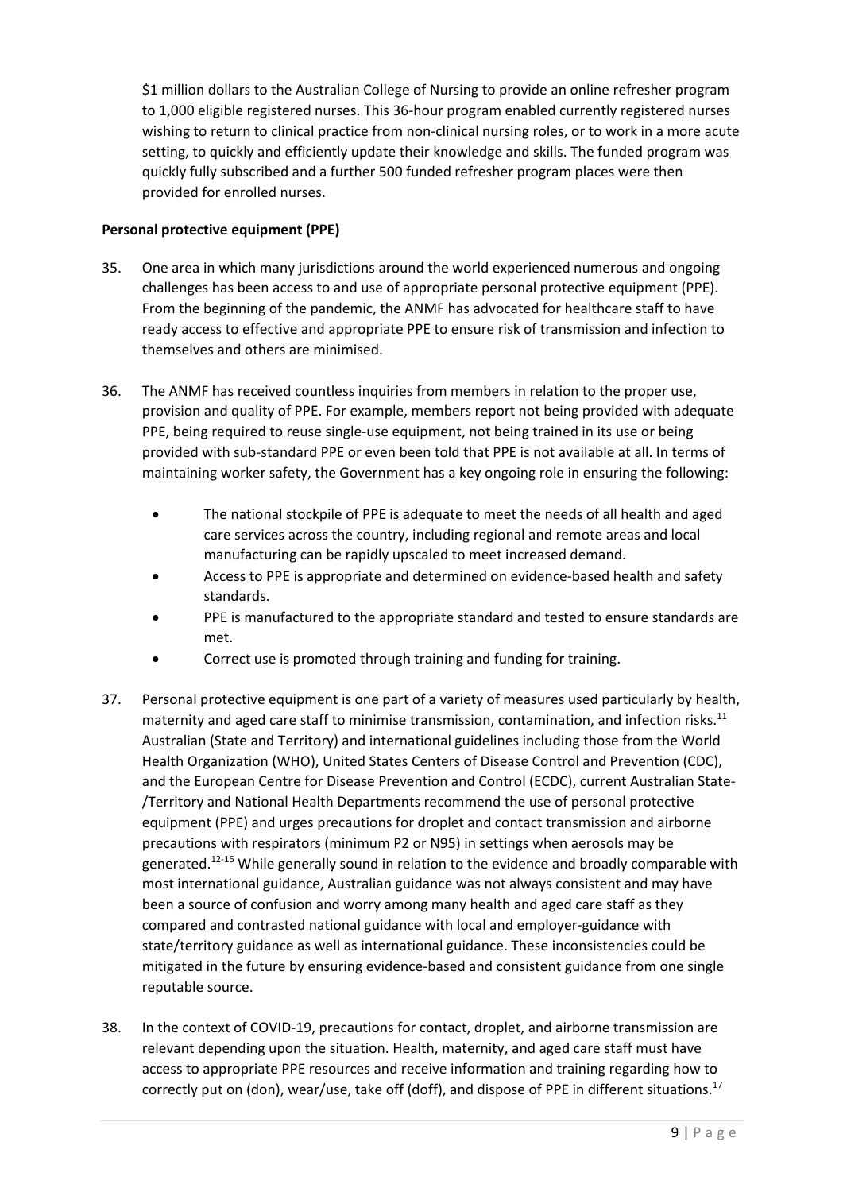$1 million dollars to the Australian College of Nursing to provide an online refresher program to 1,000 eligible registered nurses. This 36-hour program enabled currently registered nurses wishing to return to clinical practice from non-clinical nursing roles, or to work in a more acute setting, to quickly and efficiently update their knowledge and skills. The funded program was quickly fully subscribed and a further 500 funded refresher program places were then provided for enrolled nurses.

**Personal protective equipment (PPE)**

35. One area in which many jurisdictions around the world experienced numerous and ongoing challenges has been access to and use of appropriate personal protective equipment (PPE). From the beginning of the pandemic, the ANMF has advocated for healthcare staff to have ready access to effective and appropriate PPE to ensure risk of transmission and infection to themselves and others are minimised.

36. The ANMF has received countless inquiries from members in relation to the proper use, provision and quality of PPE. For example, members report not being provided with adequate PPE, being required to reuse single-use equipment, not being trained in its use or being provided with sub-standard PPE or even been told that PPE is not available at all. In terms of maintaining worker safety, the Government has a key ongoing role in ensuring the following:

    - The national stockpile of PPE is adequate to meet the needs of all health and aged care services across the country, including regional and remote areas and local manufacturing can be rapidly upscaled to meet increased demand.
    - Access to PPE is appropriate and determined on evidence-based health and safety standards.
    - PPE is manufactured to the appropriate standard and tested to ensure standards are met.
    - Correct use is promoted through training and funding for training.

37. Personal protective equipment is one part of a variety of measures used particularly by health, maternity and aged care staff to minimise transmission, contamination, and infection risks.[11] Australian (State and Territory) and international guidelines including those from the World Health Organization (WHO), United States Centers of Disease Control and Prevention (CDC), and the European Centre for Disease Prevention and Control (ECDC), current Australian State-/Territory and National Health Departments recommend the use of personal protective equipment (PPE) and urges precautions for droplet and contact transmission and airborne precautions with respirators (minimum P2 or N95) in settings when aerosols may be generated.[12-16] While generally sound in relation to the evidence and broadly comparable with most international guidance, Australian guidance was not always consistent and may have been a source of confusion and worry among many health and aged care staff as they compared and contrasted national guidance with local and employer-guidance with state/territory guidance as well as international guidance. These inconsistencies could be mitigated in the future by ensuring evidence-based and consistent guidance from one single reputable source.

38. In the context of COVID-19, precautions for contact, droplet, and airborne transmission are relevant depending upon the situation. Health, maternity, and aged care staff must have access to appropriate PPE resources and receive information and training regarding how to correctly put on (don), wear/use, take off (doff), and dispose of PPE in different situations.[17]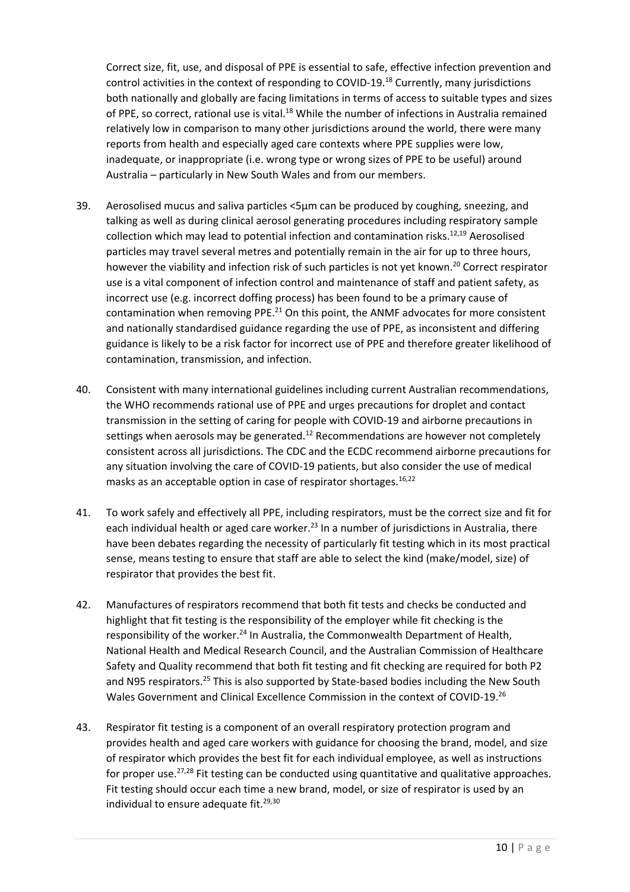Correct size, fit, use, and disposal of PPE is essential to safe, effective infection prevention and control activities in the context of responding to COVID-19.[18] Currently, many jurisdictions both nationally and globally are facing limitations in terms of access to suitable types and sizes of PPE, so correct, rational use is vital.[18] While the number of infections in Australia remained relatively low in comparison to many other jurisdictions around the world, there were many reports from health and especially aged care contexts where PPE supplies were low, inadequate, or inappropriate (i.e. wrong type or wrong sizes of PPE to be useful) around Australia – particularly in New South Wales and from our members.

39. Aerosolised mucus and saliva particles <5μm can be produced by coughing, sneezing, and talking as well as during clinical aerosol generating procedures including respiratory sample collection which may lead to potential infection and contamination risks.[12,19] Aerosolised particles may travel several metres and potentially remain in the air for up to three hours, however the viability and infection risk of such particles is not yet known.[20] Correct respirator use is a vital component of infection control and maintenance of staff and patient safety, as incorrect use (e.g. incorrect doffing process) has been found to be a primary cause of contamination when removing PPE.[21] On this point, the ANMF advocates for more consistent and nationally standardised guidance regarding the use of PPE, as inconsistent and differing guidance is likely to be a risk factor for incorrect use of PPE and therefore greater likelihood of contamination, transmission, and infection.

40. Consistent with many international guidelines including current Australian recommendations, the WHO recommends rational use of PPE and urges precautions for droplet and contact transmission in the setting of caring for people with COVID-19 and airborne precautions in settings when aerosols may be generated.[12] Recommendations are however not completely consistent across all jurisdictions. The CDC and the ECDC recommend airborne precautions for any situation involving the care of COVID-19 patients, but also consider the use of medical masks as an acceptable option in case of respirator shortages.[16,22]

41. To work safely and effectively all PPE, including respirators, must be the correct size and fit for each individual health or aged care worker.[23] In a number of jurisdictions in Australia, there have been debates regarding the necessity of particularly fit testing which in its most practical sense, means testing to ensure that staff are able to select the kind (make/model, size) of respirator that provides the best fit.

42. Manufactures of respirators recommend that both fit tests and checks be conducted and highlight that fit testing is the responsibility of the employer while fit checking is the responsibility of the worker.[24] In Australia, the Commonwealth Department of Health, National Health and Medical Research Council, and the Australian Commission of Healthcare Safety and Quality recommend that both fit testing and fit checking are required for both P2 and N95 respirators.[25] This is also supported by State-based bodies including the New South Wales Government and Clinical Excellence Commission in the context of COVID-19.[26]

43. Respirator fit testing is a component of an overall respiratory protection program and provides health and aged care workers with guidance for choosing the brand, model, and size of respirator which provides the best fit for each individual employee, as well as instructions for proper use.[27,28] Fit testing can be conducted using quantitative and qualitative approaches. Fit testing should occur each time a new brand, model, or size of respirator is used by an individual to ensure adequate fit.[29,30]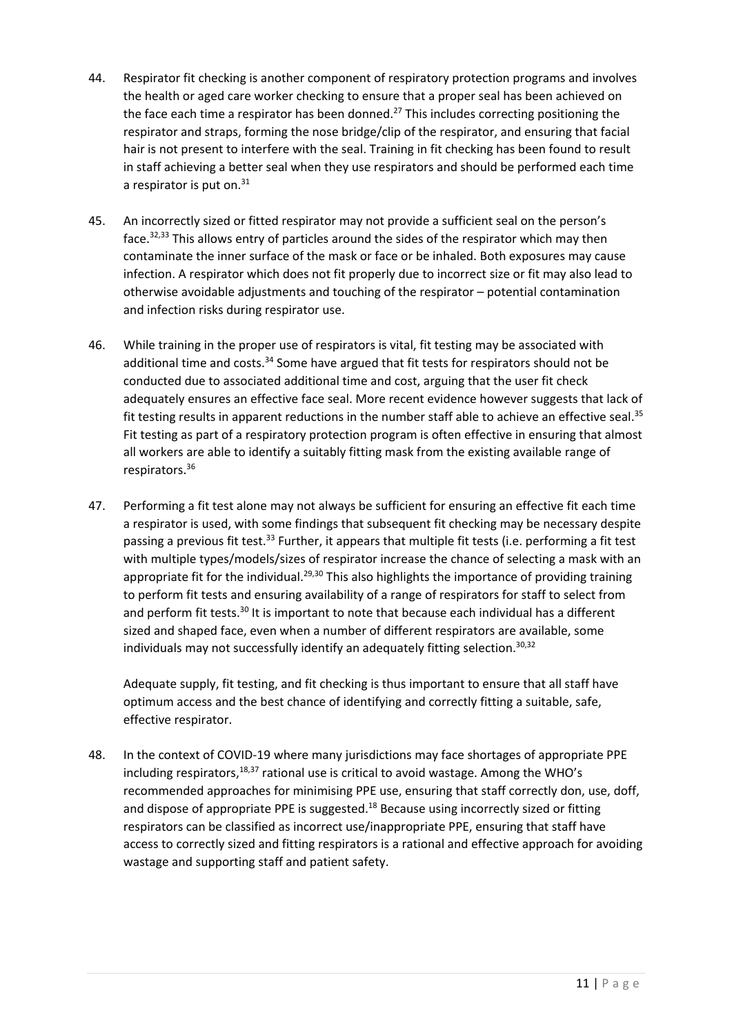44. Respirator fit checking is another component of respiratory protection programs and involves the health or aged care worker checking to ensure that a proper seal has been achieved on the face each time a respirator has been donned.[27] This includes correcting positioning the respirator and straps, forming the nose bridge/clip of the respirator, and ensuring that facial hair is not present to interfere with the seal. Training in fit checking has been found to result in staff achieving a better seal when they use respirators and should be performed each time a respirator is put on.[31]

45. An incorrectly sized or fitted respirator may not provide a sufficient seal on the person's face.[32,33] This allows entry of particles around the sides of the respirator which may then contaminate the inner surface of the mask or face or be inhaled. Both exposures may cause infection. A respirator which does not fit properly due to incorrect size or fit may also lead to otherwise avoidable adjustments and touching of the respirator – potential contamination and infection risks during respirator use.

46. While training in the proper use of respirators is vital, fit testing may be associated with additional time and costs.[34] Some have argued that fit tests for respirators should not be conducted due to associated additional time and cost, arguing that the user fit check adequately ensures an effective face seal. More recent evidence however suggests that lack of fit testing results in apparent reductions in the number staff able to achieve an effective seal.[35] Fit testing as part of a respiratory protection program is often effective in ensuring that almost all workers are able to identify a suitably fitting mask from the existing available range of respirators.[36]

47. Performing a fit test alone may not always be sufficient for ensuring an effective fit each time a respirator is used, with some findings that subsequent fit checking may be necessary despite passing a previous fit test.[33] Further, it appears that multiple fit tests (i.e. performing a fit test with multiple types/models/sizes of respirator increase the chance of selecting a mask with an appropriate fit for the individual.[29,30] This also highlights the importance of providing training to perform fit tests and ensuring availability of a range of respirators for staff to select from and perform fit tests.[30] It is important to note that because each individual has a different sized and shaped face, even when a number of different respirators are available, some individuals may not successfully identify an adequately fitting selection.[30,32]

    Adequate supply, fit testing, and fit checking is thus important to ensure that all staff have optimum access and the best chance of identifying and correctly fitting a suitable, safe, effective respirator.

48. In the context of COVID-19 where many jurisdictions may face shortages of appropriate PPE including respirators,[18,37] rational use is critical to avoid wastage. Among the WHO's recommended approaches for minimising PPE use, ensuring that staff correctly don, use, doff, and dispose of appropriate PPE is suggested.[18] Because using incorrectly sized or fitting respirators can be classified as incorrect use/inappropriate PPE, ensuring that staff have access to correctly sized and fitting respirators is a rational and effective approach for avoiding wastage and supporting staff and patient safety.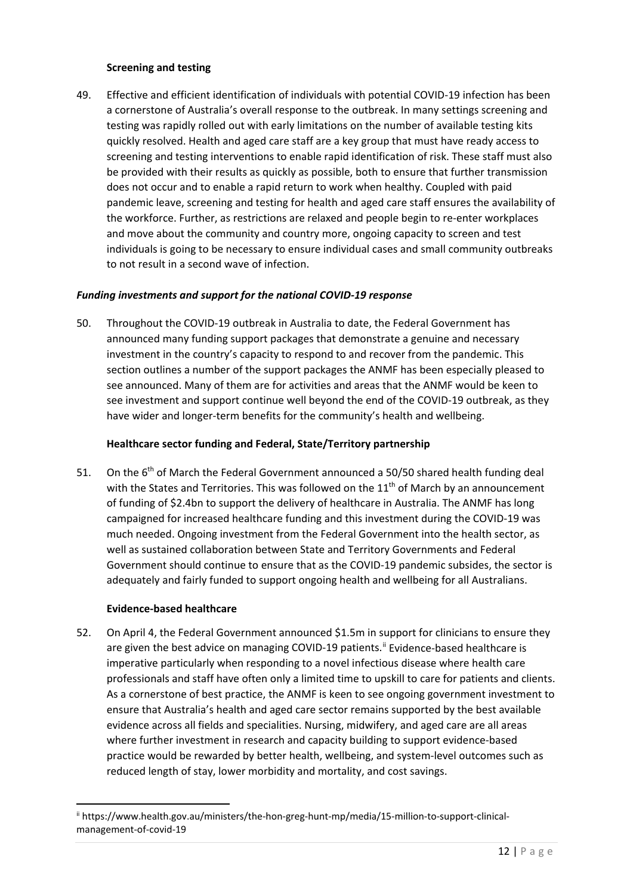**Screening and testing**

49. Effective and efficient identification of individuals with potential COVID-19 infection has been a cornerstone of Australia's overall response to the outbreak. In many settings screening and testing was rapidly rolled out with early limitations on the number of available testing kits quickly resolved. Health and aged care staff are a key group that must have ready access to screening and testing interventions to enable rapid identification of risk. These staff must also be provided with their results as quickly as possible, both to ensure that further transmission does not occur and to enable a rapid return to work when healthy. Coupled with paid pandemic leave, screening and testing for health and aged care staff ensures the availability of the workforce. Further, as restrictions are relaxed and people begin to re-enter workplaces and move about the community and country more, ongoing capacity to screen and test individuals is going to be necessary to ensure individual cases and small community outbreaks to not result in a second wave of infection.

***Funding investments and support for the national COVID-19 response***

50. Throughout the COVID-19 outbreak in Australia to date, the Federal Government has announced many funding support packages that demonstrate a genuine and necessary investment in the country's capacity to respond to and recover from the pandemic. This section outlines a number of the support packages the ANMF has been especially pleased to see announced. Many of them are for activities and areas that the ANMF would be keen to see investment and support continue well beyond the end of the COVID-19 outbreak, as they have wider and longer-term benefits for the community's health and wellbeing.

**Healthcare sector funding and Federal, State/Territory partnership**

51. On the 6th of March the Federal Government announced a 50/50 shared health funding deal with the States and Territories. This was followed on the 11th of March by an announcement of funding of $2.4bn to support the delivery of healthcare in Australia. The ANMF has long campaigned for increased healthcare funding and this investment during the COVID-19 was much needed. Ongoing investment from the Federal Government into the health sector, as well as sustained collaboration between State and Territory Governments and Federal Government should continue to ensure that as the COVID-19 pandemic subsides, the sector is adequately and fairly funded to support ongoing health and wellbeing for all Australians.

**Evidence-based healthcare**

52. On April 4, the Federal Government announced $1.5m in support for clinicians to ensure they are given the best advice on managing COVID-19 patients.[ii] Evidence-based healthcare is imperative particularly when responding to a novel infectious disease where health care professionals and staff have often only a limited time to upskill to care for patients and clients. As a cornerstone of best practice, the ANMF is keen to see ongoing government investment to ensure that Australia's health and aged care sector remains supported by the best available evidence across all fields and specialities. Nursing, midwifery, and aged care are all areas where further investment in research and capacity building to support evidence-based practice would be rewarded by better health, wellbeing, and system-level outcomes such as reduced length of stay, lower morbidity and mortality, and cost savings.

---

[ii] https://www.health.gov.au/ministers/the-hon-greg-hunt-mp/media/15-million-to-support-clinical-management-of-covid-19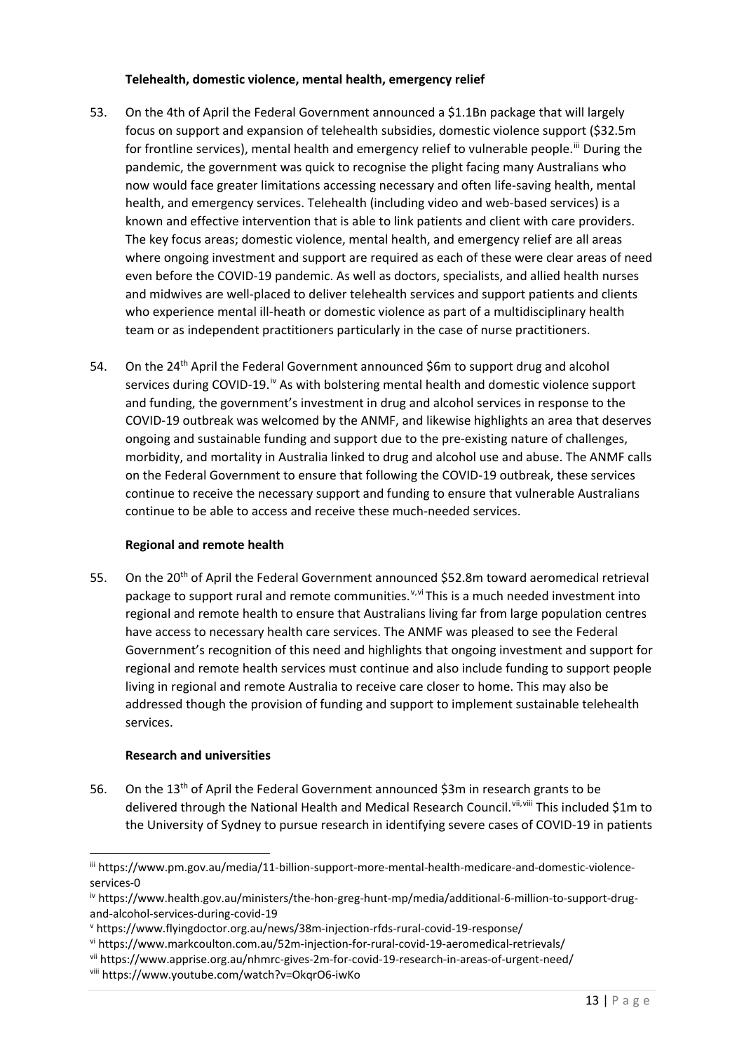**Telehealth, domestic violence, mental health, emergency relief**

53. On the 4th of April the Federal Government announced a $1.1Bn package that will largely focus on support and expansion of telehealth subsidies, domestic violence support ($32.5m for frontline services), mental health and emergency relief to vulnerable people.[iii] During the pandemic, the government was quick to recognise the plight facing many Australians who now would face greater limitations accessing necessary and often life-saving health, mental health, and emergency services. Telehealth (including video and web-based services) is a known and effective intervention that is able to link patients and client with care providers. The key focus areas; domestic violence, mental health, and emergency relief are all areas where ongoing investment and support are required as each of these were clear areas of need even before the COVID-19 pandemic. As well as doctors, specialists, and allied health nurses and midwives are well-placed to deliver telehealth services and support patients and clients who experience mental ill-heath or domestic violence as part of a multidisciplinary health team or as independent practitioners particularly in the case of nurse practitioners.

54. On the 24th April the Federal Government announced $6m to support drug and alcohol services during COVID-19.[iv] As with bolstering mental health and domestic violence support and funding, the government's investment in drug and alcohol services in response to the COVID-19 outbreak was welcomed by the ANMF, and likewise highlights an area that deserves ongoing and sustainable funding and support due to the pre-existing nature of challenges, morbidity, and mortality in Australia linked to drug and alcohol use and abuse. The ANMF calls on the Federal Government to ensure that following the COVID-19 outbreak, these services continue to receive the necessary support and funding to ensure that vulnerable Australians continue to be able to access and receive these much-needed services.

**Regional and remote health**

55. On the 20th of April the Federal Government announced $52.8m toward aeromedical retrieval package to support rural and remote communities.[v,vi] This is a much needed investment into regional and remote health to ensure that Australians living far from large population centres have access to necessary health care services. The ANMF was pleased to see the Federal Government's recognition of this need and highlights that ongoing investment and support for regional and remote health services must continue and also include funding to support people living in regional and remote Australia to receive care closer to home. This may also be addressed though the provision of funding and support to implement sustainable telehealth services.

**Research and universities**

56. On the 13th of April the Federal Government announced $3m in research grants to be delivered through the National Health and Medical Research Council.[vii,viii] This included $1m to the University of Sydney to pursue research in identifying severe cases of COVID-19 in patients

---

[iii] https://www.pm.gov.au/media/11-billion-support-more-mental-health-medicare-and-domestic-violence-services-0

[iv] https://www.health.gov.au/ministers/the-hon-greg-hunt-mp/media/additional-6-million-to-support-drug-and-alcohol-services-during-covid-19

[v] https://www.flyingdoctor.org.au/news/38m-injection-rfds-rural-covid-19-response/

[vi] https://www.markcoulton.com.au/52m-injection-for-rural-covid-19-aeromedical-retrievals/

[vii] https://www.apprise.org.au/nhmrc-gives-2m-for-covid-19-research-in-areas-of-urgent-need/

[viii] https://www.youtube.com/watch?v=OkqrO6-iwKo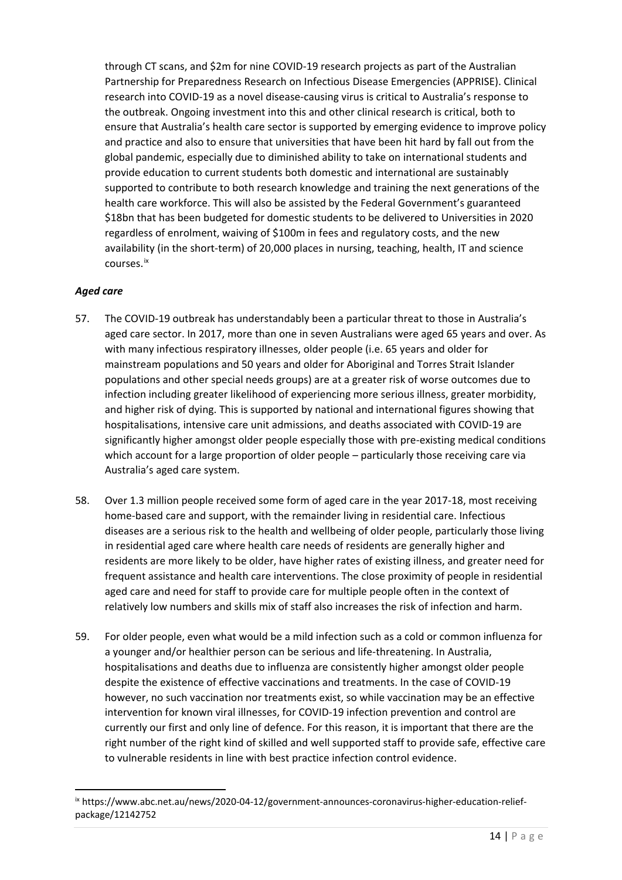through CT scans, and $2m for nine COVID-19 research projects as part of the Australian Partnership for Preparedness Research on Infectious Disease Emergencies (APPRISE). Clinical research into COVID-19 as a novel disease-causing virus is critical to Australia's response to the outbreak. Ongoing investment into this and other clinical research is critical, both to ensure that Australia's health care sector is supported by emerging evidence to improve policy and practice and also to ensure that universities that have been hit hard by fall out from the global pandemic, especially due to diminished ability to take on international students and provide education to current students both domestic and international are sustainably supported to contribute to both research knowledge and training the next generations of the health care workforce. This will also be assisted by the Federal Government's guaranteed $18bn that has been budgeted for domestic students to be delivered to Universities in 2020 regardless of enrolment, waiving of $100m in fees and regulatory costs, and the new availability (in the short-term) of 20,000 places in nursing, teaching, health, IT and science courses.[ix]

***Aged care***

57. The COVID-19 outbreak has understandably been a particular threat to those in Australia's aged care sector. In 2017, more than one in seven Australians were aged 65 years and over. As with many infectious respiratory illnesses, older people (i.e. 65 years and older for mainstream populations and 50 years and older for Aboriginal and Torres Strait Islander populations and other special needs groups) are at a greater risk of worse outcomes due to infection including greater likelihood of experiencing more serious illness, greater morbidity, and higher risk of dying. This is supported by national and international figures showing that hospitalisations, intensive care unit admissions, and deaths associated with COVID-19 are significantly higher amongst older people especially those with pre-existing medical conditions which account for a large proportion of older people – particularly those receiving care via Australia's aged care system.

58. Over 1.3 million people received some form of aged care in the year 2017-18, most receiving home-based care and support, with the remainder living in residential care. Infectious diseases are a serious risk to the health and wellbeing of older people, particularly those living in residential aged care where health care needs of residents are generally higher and residents are more likely to be older, have higher rates of existing illness, and greater need for frequent assistance and health care interventions. The close proximity of people in residential aged care and need for staff to provide care for multiple people often in the context of relatively low numbers and skills mix of staff also increases the risk of infection and harm.

59. For older people, even what would be a mild infection such as a cold or common influenza for a younger and/or healthier person can be serious and life-threatening. In Australia, hospitalisations and deaths due to influenza are consistently higher amongst older people despite the existence of effective vaccinations and treatments. In the case of COVID-19 however, no such vaccination nor treatments exist, so while vaccination may be an effective intervention for known viral illnesses, for COVID-19 infection prevention and control are currently our first and only line of defence. For this reason, it is important that there are the right number of the right kind of skilled and well supported staff to provide safe, effective care to vulnerable residents in line with best practice infection control evidence.

---

[ix] https://www.abc.net.au/news/2020-04-12/government-announces-coronavirus-higher-education-relief-package/12142752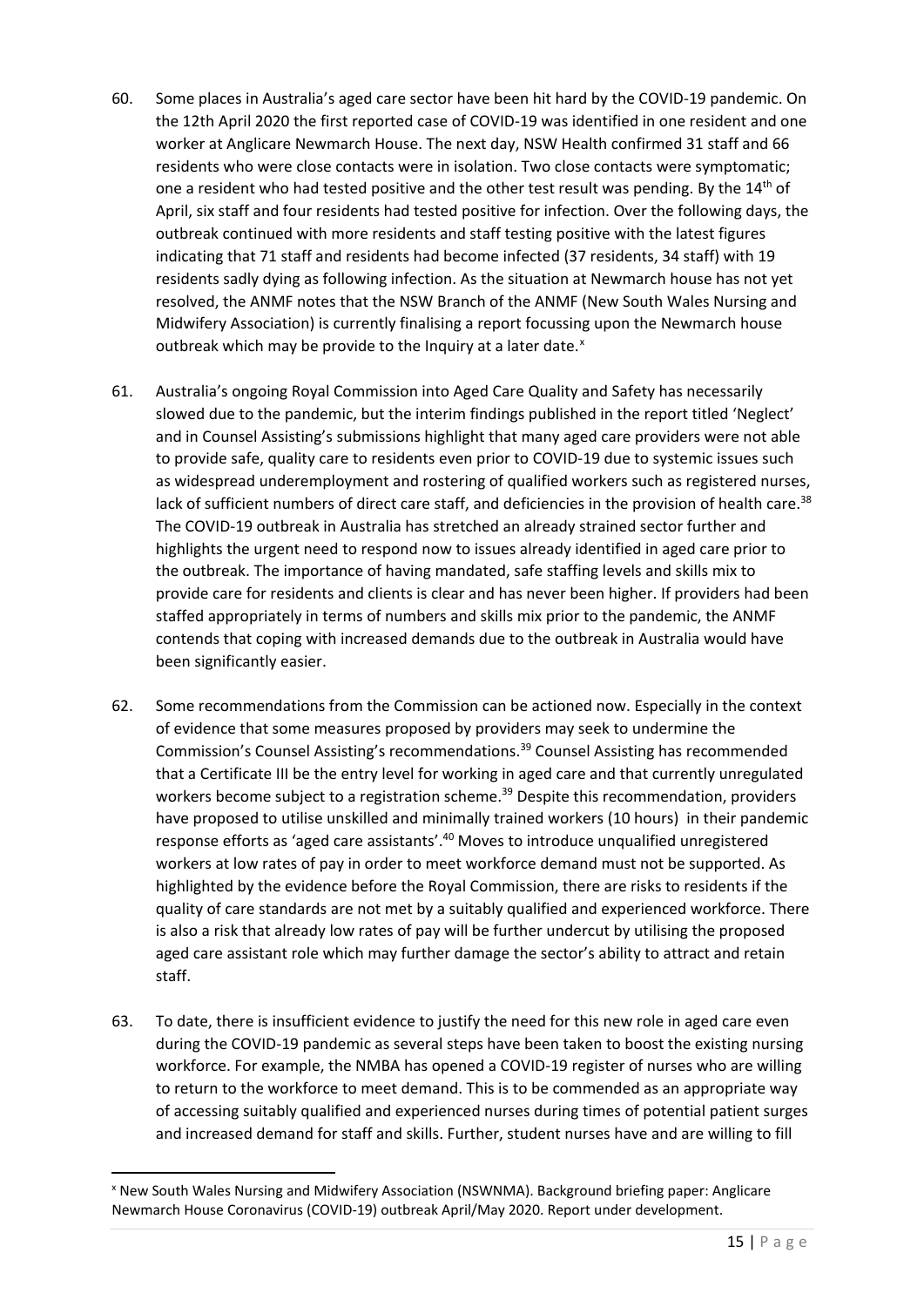60. Some places in Australia's aged care sector have been hit hard by the COVID-19 pandemic. On the 12th April 2020 the first reported case of COVID-19 was identified in one resident and one worker at Anglicare Newmarch House. The next day, NSW Health confirmed 31 staff and 66 residents who were close contacts were in isolation. Two close contacts were symptomatic; one a resident who had tested positive and the other test result was pending. By the 14th of April, six staff and four residents had tested positive for infection. Over the following days, the outbreak continued with more residents and staff testing positive with the latest figures indicating that 71 staff and residents had become infected (37 residents, 34 staff) with 19 residents sadly dying as following infection. As the situation at Newmarch house has not yet resolved, the ANMF notes that the NSW Branch of the ANMF (New South Wales Nursing and Midwifery Association) is currently finalising a report focussing upon the Newmarch house outbreak which may be provide to the Inquiry at a later date.[x]

61. Australia's ongoing Royal Commission into Aged Care Quality and Safety has necessarily slowed due to the pandemic, but the interim findings published in the report titled 'Neglect' and in Counsel Assisting's submissions highlight that many aged care providers were not able to provide safe, quality care to residents even prior to COVID-19 due to systemic issues such as widespread underemployment and rostering of qualified workers such as registered nurses, lack of sufficient numbers of direct care staff, and deficiencies in the provision of health care.[38] The COVID-19 outbreak in Australia has stretched an already strained sector further and highlights the urgent need to respond now to issues already identified in aged care prior to the outbreak. The importance of having mandated, safe staffing levels and skills mix to provide care for residents and clients is clear and has never been higher. If providers had been staffed appropriately in terms of numbers and skills mix prior to the pandemic, the ANMF contends that coping with increased demands due to the outbreak in Australia would have been significantly easier.

62. Some recommendations from the Commission can be actioned now. Especially in the context of evidence that some measures proposed by providers may seek to undermine the Commission's Counsel Assisting's recommendations.[39] Counsel Assisting has recommended that a Certificate III be the entry level for working in aged care and that currently unregulated workers become subject to a registration scheme.[39] Despite this recommendation, providers have proposed to utilise unskilled and minimally trained workers (10 hours) in their pandemic response efforts as 'aged care assistants'.[40] Moves to introduce unqualified unregistered workers at low rates of pay in order to meet workforce demand must not be supported. As highlighted by the evidence before the Royal Commission, there are risks to residents if the quality of care standards are not met by a suitably qualified and experienced workforce. There is also a risk that already low rates of pay will be further undercut by utilising the proposed aged care assistant role which may further damage the sector's ability to attract and retain staff.

63. To date, there is insufficient evidence to justify the need for this new role in aged care even during the COVID-19 pandemic as several steps have been taken to boost the existing nursing workforce. For example, the NMBA has opened a COVID-19 register of nurses who are willing to return to the workforce to meet demand. This is to be commended as an appropriate way of accessing suitably qualified and experienced nurses during times of potential patient surges and increased demand for staff and skills. Further, student nurses have and are willing to fill

---

[x] New South Wales Nursing and Midwifery Association (NSWNMA). Background briefing paper: Anglicare Newmarch House Coronavirus (COVID-19) outbreak April/May 2020. Report under development.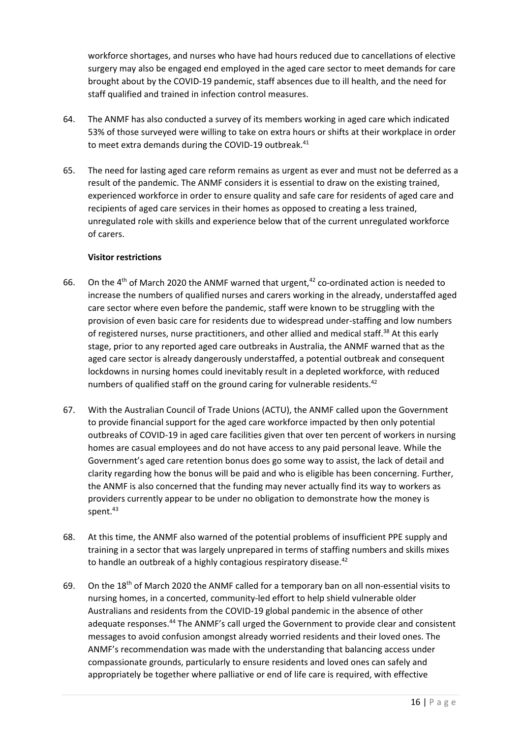workforce shortages, and nurses who have had hours reduced due to cancellations of elective surgery may also be engaged end employed in the aged care sector to meet demands for care brought about by the COVID-19 pandemic, staff absences due to ill health, and the need for staff qualified and trained in infection control measures.

64. The ANMF has also conducted a survey of its members working in aged care which indicated 53% of those surveyed were willing to take on extra hours or shifts at their workplace in order to meet extra demands during the COVID-19 outbreak.[41]

65. The need for lasting aged care reform remains as urgent as ever and must not be deferred as a result of the pandemic. The ANMF considers it is essential to draw on the existing trained, experienced workforce in order to ensure quality and safe care for residents of aged care and recipients of aged care services in their homes as opposed to creating a less trained, unregulated role with skills and experience below that of the current unregulated workforce of carers.

**Visitor restrictions**

66. On the 4th of March 2020 the ANMF warned that urgent,[42] co-ordinated action is needed to increase the numbers of qualified nurses and carers working in the already, understaffed aged care sector where even before the pandemic, staff were known to be struggling with the provision of even basic care for residents due to widespread under-staffing and low numbers of registered nurses, nurse practitioners, and other allied and medical staff.[38] At this early stage, prior to any reported aged care outbreaks in Australia, the ANMF warned that as the aged care sector is already dangerously understaffed, a potential outbreak and consequent lockdowns in nursing homes could inevitably result in a depleted workforce, with reduced numbers of qualified staff on the ground caring for vulnerable residents.[42]

67. With the Australian Council of Trade Unions (ACTU), the ANMF called upon the Government to provide financial support for the aged care workforce impacted by then only potential outbreaks of COVID-19 in aged care facilities given that over ten percent of workers in nursing homes are casual employees and do not have access to any paid personal leave. While the Government's aged care retention bonus does go some way to assist, the lack of detail and clarity regarding how the bonus will be paid and who is eligible has been concerning. Further, the ANMF is also concerned that the funding may never actually find its way to workers as providers currently appear to be under no obligation to demonstrate how the money is spent.[43]

68. At this time, the ANMF also warned of the potential problems of insufficient PPE supply and training in a sector that was largely unprepared in terms of staffing numbers and skills mixes to handle an outbreak of a highly contagious respiratory disease.[42]

69. On the 18th of March 2020 the ANMF called for a temporary ban on all non-essential visits to nursing homes, in a concerted, community-led effort to help shield vulnerable older Australians and residents from the COVID-19 global pandemic in the absence of other adequate responses.[44] The ANMF's call urged the Government to provide clear and consistent messages to avoid confusion amongst already worried residents and their loved ones. The ANMF's recommendation was made with the understanding that balancing access under compassionate grounds, particularly to ensure residents and loved ones can safely and appropriately be together where palliative or end of life care is required, with effective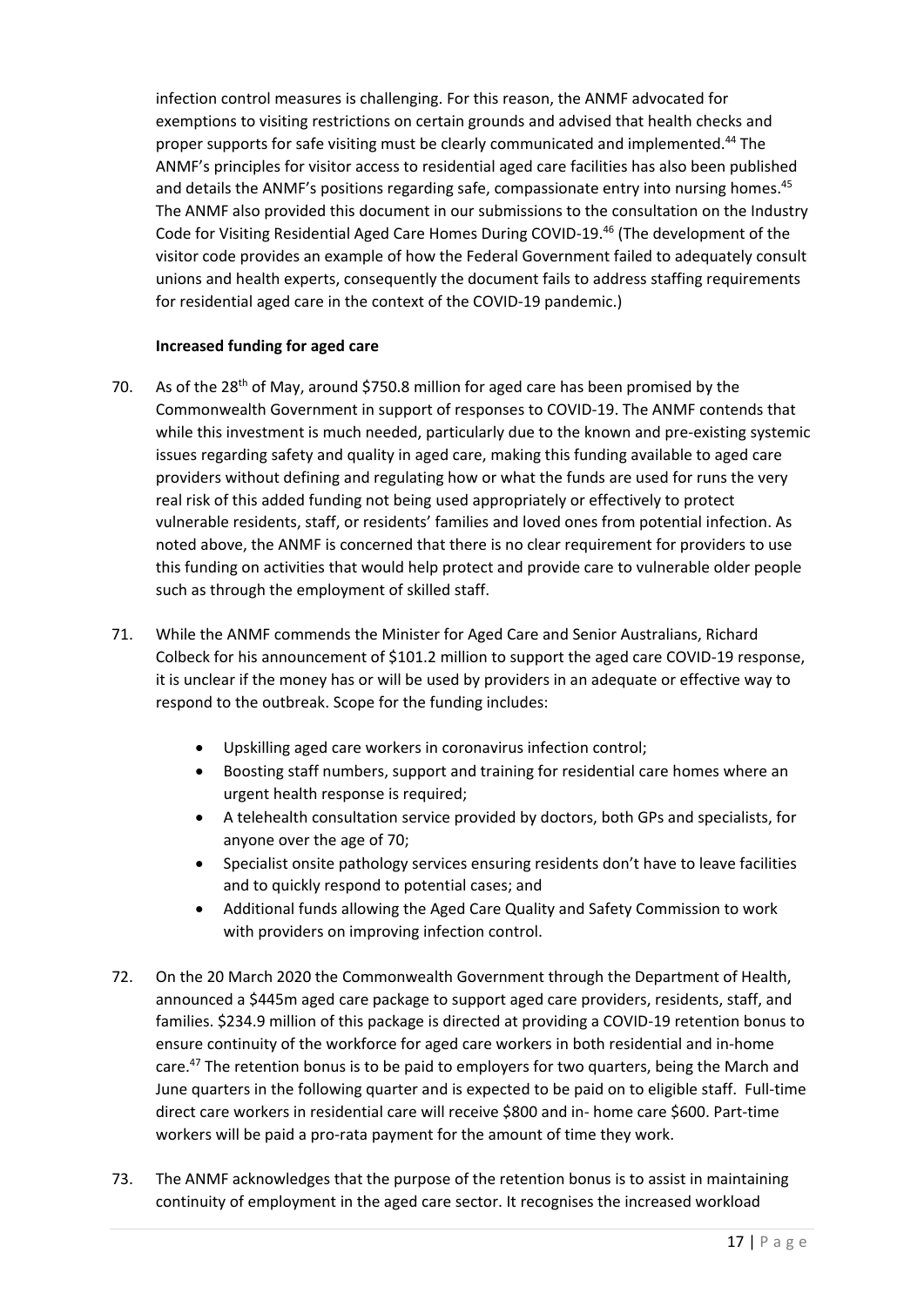infection control measures is challenging. For this reason, the ANMF advocated for exemptions to visiting restrictions on certain grounds and advised that health checks and proper supports for safe visiting must be clearly communicated and implemented.[44] The ANMF's principles for visitor access to residential aged care facilities has also been published and details the ANMF's positions regarding safe, compassionate entry into nursing homes.[45] The ANMF also provided this document in our submissions to the consultation on the Industry Code for Visiting Residential Aged Care Homes During COVID-19.[46] (The development of the visitor code provides an example of how the Federal Government failed to adequately consult unions and health experts, consequently the document fails to address staffing requirements for residential aged care in the context of the COVID-19 pandemic.)

**Increased funding for aged care**

70. As of the 28th of May, around $750.8 million for aged care has been promised by the Commonwealth Government in support of responses to COVID-19. The ANMF contends that while this investment is much needed, particularly due to the known and pre-existing systemic issues regarding safety and quality in aged care, making this funding available to aged care providers without defining and regulating how or what the funds are used for runs the very real risk of this added funding not being used appropriately or effectively to protect vulnerable residents, staff, or residents' families and loved ones from potential infection. As noted above, the ANMF is concerned that there is no clear requirement for providers to use this funding on activities that would help protect and provide care to vulnerable older people such as through the employment of skilled staff.

71. While the ANMF commends the Minister for Aged Care and Senior Australians, Richard Colbeck for his announcement of $101.2 million to support the aged care COVID-19 response, it is unclear if the money has or will be used by providers in an adequate or effective way to respond to the outbreak. Scope for the funding includes:

    - Upskilling aged care workers in coronavirus infection control;
    - Boosting staff numbers, support and training for residential care homes where an urgent health response is required;
    - A telehealth consultation service provided by doctors, both GPs and specialists, for anyone over the age of 70;
    - Specialist onsite pathology services ensuring residents don't have to leave facilities and to quickly respond to potential cases; and
    - Additional funds allowing the Aged Care Quality and Safety Commission to work with providers on improving infection control.

72. On the 20 March 2020 the Commonwealth Government through the Department of Health, announced a $445m aged care package to support aged care providers, residents, staff, and families. $234.9 million of this package is directed at providing a COVID-19 retention bonus to ensure continuity of the workforce for aged care workers in both residential and in-home care.[47] The retention bonus is to be paid to employers for two quarters, being the March and June quarters in the following quarter and is expected to be paid on to eligible staff. Full-time direct care workers in residential care will receive $800 and in- home care $600. Part-time workers will be paid a pro-rata payment for the amount of time they work.

73. The ANMF acknowledges that the purpose of the retention bonus is to assist in maintaining continuity of employment in the aged care sector. It recognises the increased workload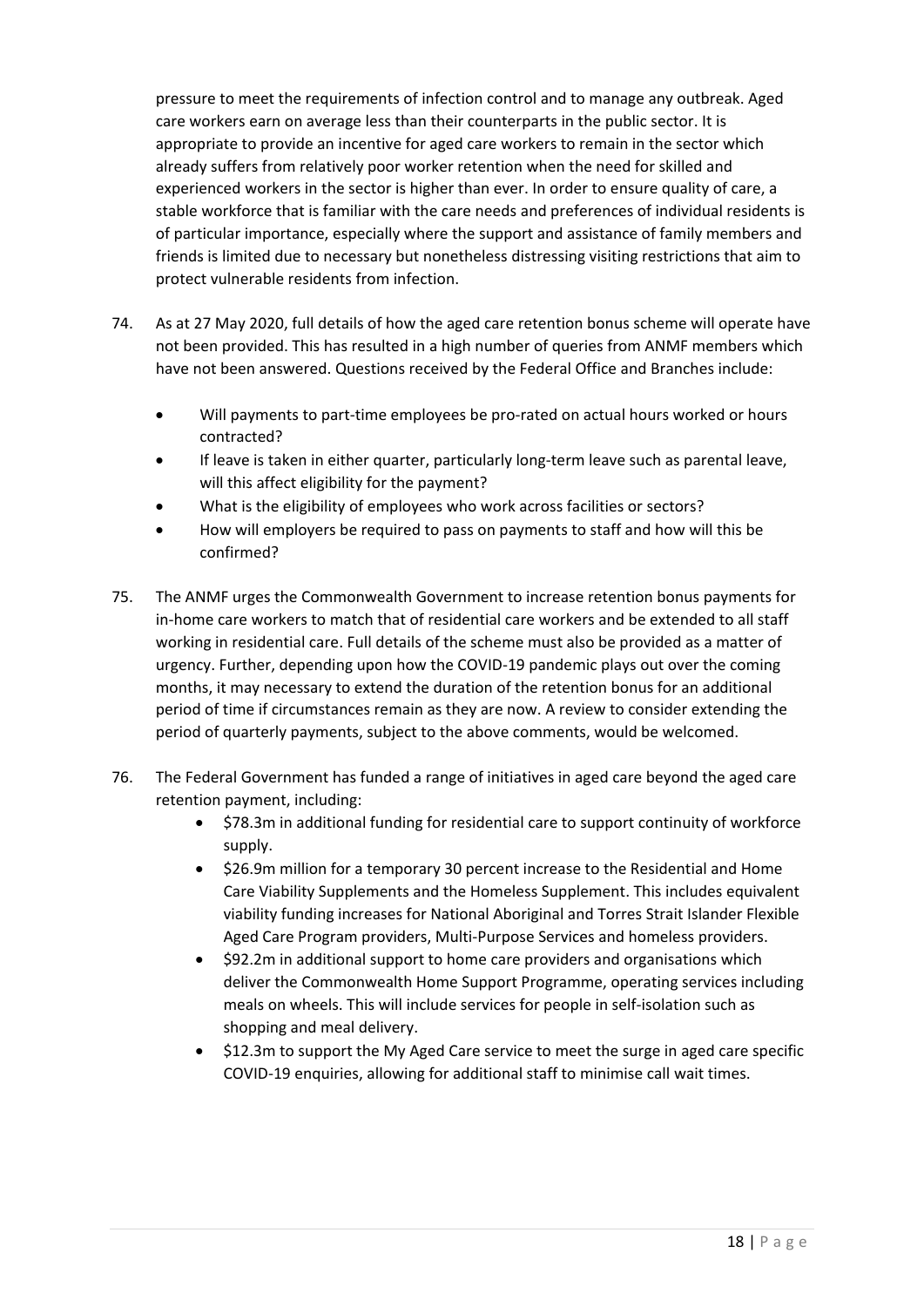pressure to meet the requirements of infection control and to manage any outbreak. Aged care workers earn on average less than their counterparts in the public sector. It is appropriate to provide an incentive for aged care workers to remain in the sector which already suffers from relatively poor worker retention when the need for skilled and experienced workers in the sector is higher than ever. In order to ensure quality of care, a stable workforce that is familiar with the care needs and preferences of individual residents is of particular importance, especially where the support and assistance of family members and friends is limited due to necessary but nonetheless distressing visiting restrictions that aim to protect vulnerable residents from infection.

74. As at 27 May 2020, full details of how the aged care retention bonus scheme will operate have not been provided. This has resulted in a high number of queries from ANMF members which have not been answered. Questions received by the Federal Office and Branches include:

    - Will payments to part-time employees be pro-rated on actual hours worked or hours contracted?
    - If leave is taken in either quarter, particularly long-term leave such as parental leave, will this affect eligibility for the payment?
    - What is the eligibility of employees who work across facilities or sectors?
    - How will employers be required to pass on payments to staff and how will this be confirmed?

75. The ANMF urges the Commonwealth Government to increase retention bonus payments for in-home care workers to match that of residential care workers and be extended to all staff working in residential care. Full details of the scheme must also be provided as a matter of urgency. Further, depending upon how the COVID-19 pandemic plays out over the coming months, it may necessary to extend the duration of the retention bonus for an additional period of time if circumstances remain as they are now. A review to consider extending the period of quarterly payments, subject to the above comments, would be welcomed.

76. The Federal Government has funded a range of initiatives in aged care beyond the aged care retention payment, including:
    - $78.3m in additional funding for residential care to support continuity of workforce supply.
    - $26.9m million for a temporary 30 percent increase to the Residential and Home Care Viability Supplements and the Homeless Supplement. This includes equivalent viability funding increases for National Aboriginal and Torres Strait Islander Flexible Aged Care Program providers, Multi-Purpose Services and homeless providers.
    - $92.2m in additional support to home care providers and organisations which deliver the Commonwealth Home Support Programme, operating services including meals on wheels. This will include services for people in self-isolation such as shopping and meal delivery.
    - $12.3m to support the My Aged Care service to meet the surge in aged care specific COVID-19 enquiries, allowing for additional staff to minimise call wait times.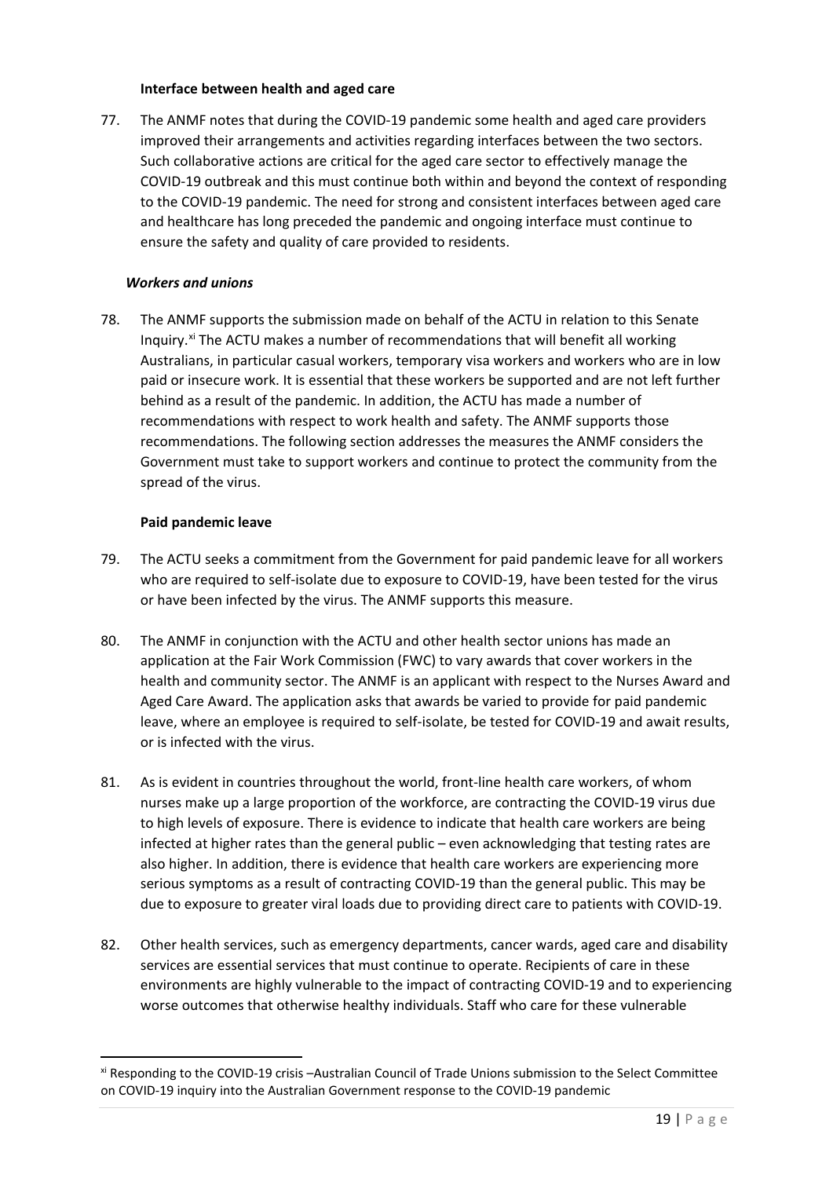### Interface between health and aged care

77. The ANMF notes that during the COVID-19 pandemic some health and aged care providers improved their arrangements and activities regarding interfaces between the two sectors. Such collaborative actions are critical for the aged care sector to effectively manage the COVID-19 outbreak and this must continue both within and beyond the context of responding to the COVID-19 pandemic. The need for strong and consistent interfaces between aged care and healthcare has long preceded the pandemic and ongoing interface must continue to ensure the safety and quality of care provided to residents.

***Workers and unions***

78. The ANMF supports the submission made on behalf of the ACTU in relation to this Senate Inquiry.[xi] The ACTU makes a number of recommendations that will benefit all working Australians, in particular casual workers, temporary visa workers and workers who are in low paid or insecure work. It is essential that these workers be supported and are not left further behind as a result of the pandemic. In addition, the ACTU has made a number of recommendations with respect to work health and safety. The ANMF supports those recommendations. The following section addresses the measures the ANMF considers the Government must take to support workers and continue to protect the community from the spread of the virus.

### Paid pandemic leave

79. The ACTU seeks a commitment from the Government for paid pandemic leave for all workers who are required to self-isolate due to exposure to COVID-19, have been tested for the virus or have been infected by the virus. The ANMF supports this measure.

80. The ANMF in conjunction with the ACTU and other health sector unions has made an application at the Fair Work Commission (FWC) to vary awards that cover workers in the health and community sector. The ANMF is an applicant with respect to the Nurses Award and Aged Care Award. The application asks that awards be varied to provide for paid pandemic leave, where an employee is required to self-isolate, be tested for COVID-19 and await results, or is infected with the virus.

81. As is evident in countries throughout the world, front-line health care workers, of whom nurses make up a large proportion of the workforce, are contracting the COVID-19 virus due to high levels of exposure. There is evidence to indicate that health care workers are being infected at higher rates than the general public – even acknowledging that testing rates are also higher. In addition, there is evidence that health care workers are experiencing more serious symptoms as a result of contracting COVID-19 than the general public. This may be due to exposure to greater viral loads due to providing direct care to patients with COVID-19.

82. Other health services, such as emergency departments, cancer wards, aged care and disability services are essential services that must continue to operate. Recipients of care in these environments are highly vulnerable to the impact of contracting COVID-19 and to experiencing worse outcomes that otherwise healthy individuals. Staff who care for these vulnerable

---

[xi] Responding to the COVID-19 crisis –Australian Council of Trade Unions submission to the Select Committee on COVID-19 inquiry into the Australian Government response to the COVID-19 pandemic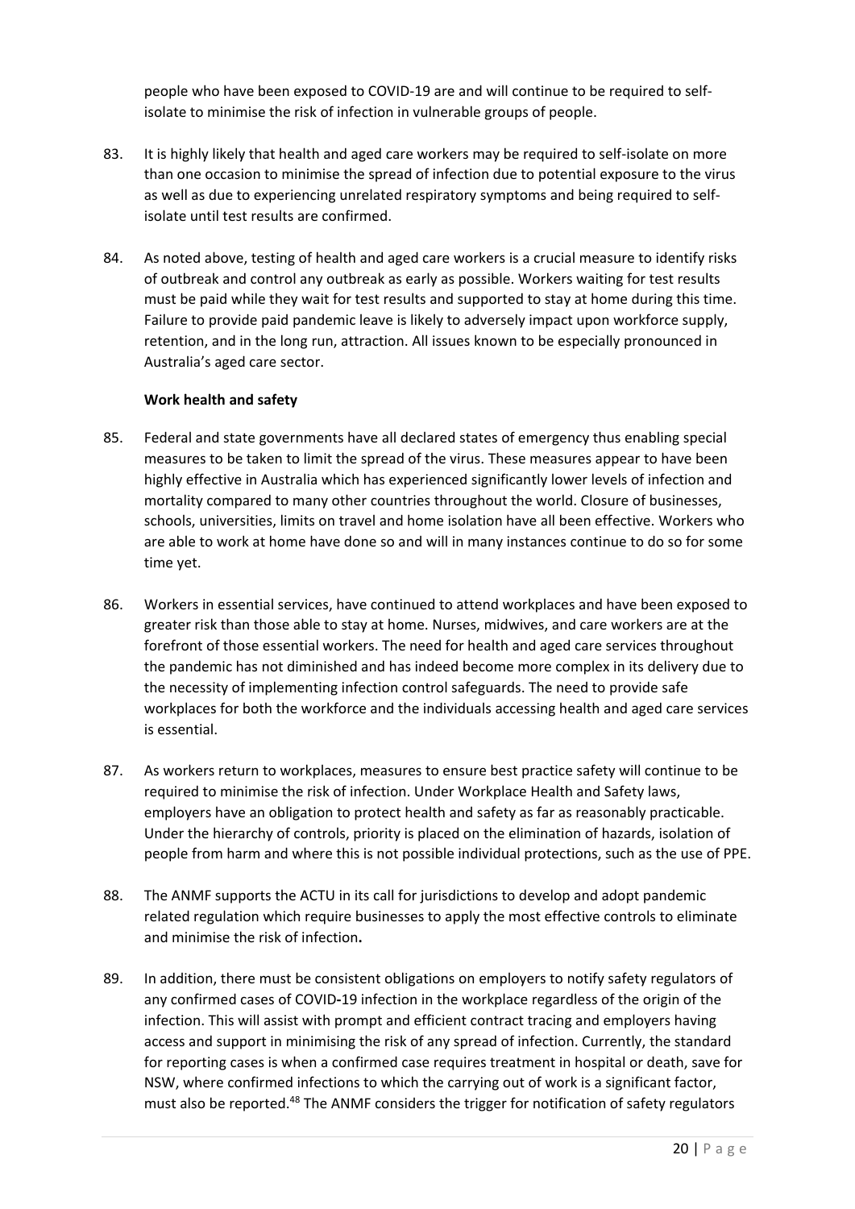people who have been exposed to COVID-19 are and will continue to be required to self-isolate to minimise the risk of infection in vulnerable groups of people.

83. It is highly likely that health and aged care workers may be required to self-isolate on more than one occasion to minimise the spread of infection due to potential exposure to the virus as well as due to experiencing unrelated respiratory symptoms and being required to self-isolate until test results are confirmed.

84. As noted above, testing of health and aged care workers is a crucial measure to identify risks of outbreak and control any outbreak as early as possible. Workers waiting for test results must be paid while they wait for test results and supported to stay at home during this time. Failure to provide paid pandemic leave is likely to adversely impact upon workforce supply, retention, and in the long run, attraction. All issues known to be especially pronounced in Australia's aged care sector.

**Work health and safety**

85. Federal and state governments have all declared states of emergency thus enabling special measures to be taken to limit the spread of the virus. These measures appear to have been highly effective in Australia which has experienced significantly lower levels of infection and mortality compared to many other countries throughout the world. Closure of businesses, schools, universities, limits on travel and home isolation have all been effective. Workers who are able to work at home have done so and will in many instances continue to do so for some time yet.

86. Workers in essential services, have continued to attend workplaces and have been exposed to greater risk than those able to stay at home. Nurses, midwives, and care workers are at the forefront of those essential workers. The need for health and aged care services throughout the pandemic has not diminished and has indeed become more complex in its delivery due to the necessity of implementing infection control safeguards. The need to provide safe workplaces for both the workforce and the individuals accessing health and aged care services is essential.

87. As workers return to workplaces, measures to ensure best practice safety will continue to be required to minimise the risk of infection. Under Workplace Health and Safety laws, employers have an obligation to protect health and safety as far as reasonably practicable. Under the hierarchy of controls, priority is placed on the elimination of hazards, isolation of people from harm and where this is not possible individual protections, such as the use of PPE.

88. The ANMF supports the ACTU in its call for jurisdictions to develop and adopt pandemic related regulation which require businesses to apply the most effective controls to eliminate and minimise the risk of infection**.**

89. In addition, there must be consistent obligations on employers to notify safety regulators of any confirmed cases of COVID-19 infection in the workplace regardless of the origin of the infection. This will assist with prompt and efficient contract tracing and employers having access and support in minimising the risk of any spread of infection. Currently, the standard for reporting cases is when a confirmed case requires treatment in hospital or death, save for NSW, where confirmed infections to which the carrying out of work is a significant factor, must also be reported.[48] The ANMF considers the trigger for notification of safety regulators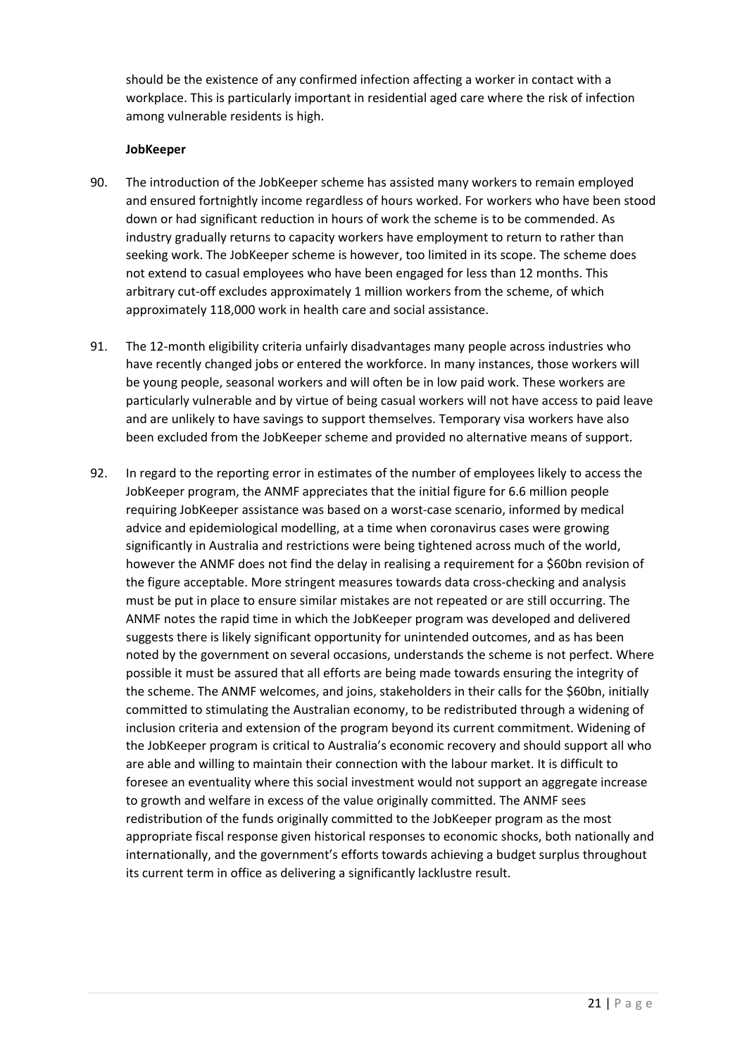should be the existence of any confirmed infection affecting a worker in contact with a workplace. This is particularly important in residential aged care where the risk of infection among vulnerable residents is high.

**JobKeeper**

90. The introduction of the JobKeeper scheme has assisted many workers to remain employed and ensured fortnightly income regardless of hours worked. For workers who have been stood down or had significant reduction in hours of work the scheme is to be commended. As industry gradually returns to capacity workers have employment to return to rather than seeking work. The JobKeeper scheme is however, too limited in its scope. The scheme does not extend to casual employees who have been engaged for less than 12 months. This arbitrary cut-off excludes approximately 1 million workers from the scheme, of which approximately 118,000 work in health care and social assistance.

91. The 12-month eligibility criteria unfairly disadvantages many people across industries who have recently changed jobs or entered the workforce. In many instances, those workers will be young people, seasonal workers and will often be in low paid work. These workers are particularly vulnerable and by virtue of being casual workers will not have access to paid leave and are unlikely to have savings to support themselves. Temporary visa workers have also been excluded from the JobKeeper scheme and provided no alternative means of support.

92. In regard to the reporting error in estimates of the number of employees likely to access the JobKeeper program, the ANMF appreciates that the initial figure for 6.6 million people requiring JobKeeper assistance was based on a worst-case scenario, informed by medical advice and epidemiological modelling, at a time when coronavirus cases were growing significantly in Australia and restrictions were being tightened across much of the world, however the ANMF does not find the delay in realising a requirement for a $60bn revision of the figure acceptable. More stringent measures towards data cross-checking and analysis must be put in place to ensure similar mistakes are not repeated or are still occurring. The ANMF notes the rapid time in which the JobKeeper program was developed and delivered suggests there is likely significant opportunity for unintended outcomes, and as has been noted by the government on several occasions, understands the scheme is not perfect. Where possible it must be assured that all efforts are being made towards ensuring the integrity of the scheme. The ANMF welcomes, and joins, stakeholders in their calls for the $60bn, initially committed to stimulating the Australian economy, to be redistributed through a widening of inclusion criteria and extension of the program beyond its current commitment. Widening of the JobKeeper program is critical to Australia's economic recovery and should support all who are able and willing to maintain their connection with the labour market. It is difficult to foresee an eventuality where this social investment would not support an aggregate increase to growth and welfare in excess of the value originally committed. The ANMF sees redistribution of the funds originally committed to the JobKeeper program as the most appropriate fiscal response given historical responses to economic shocks, both nationally and internationally, and the government's efforts towards achieving a budget surplus throughout its current term in office as delivering a significantly lacklustre result.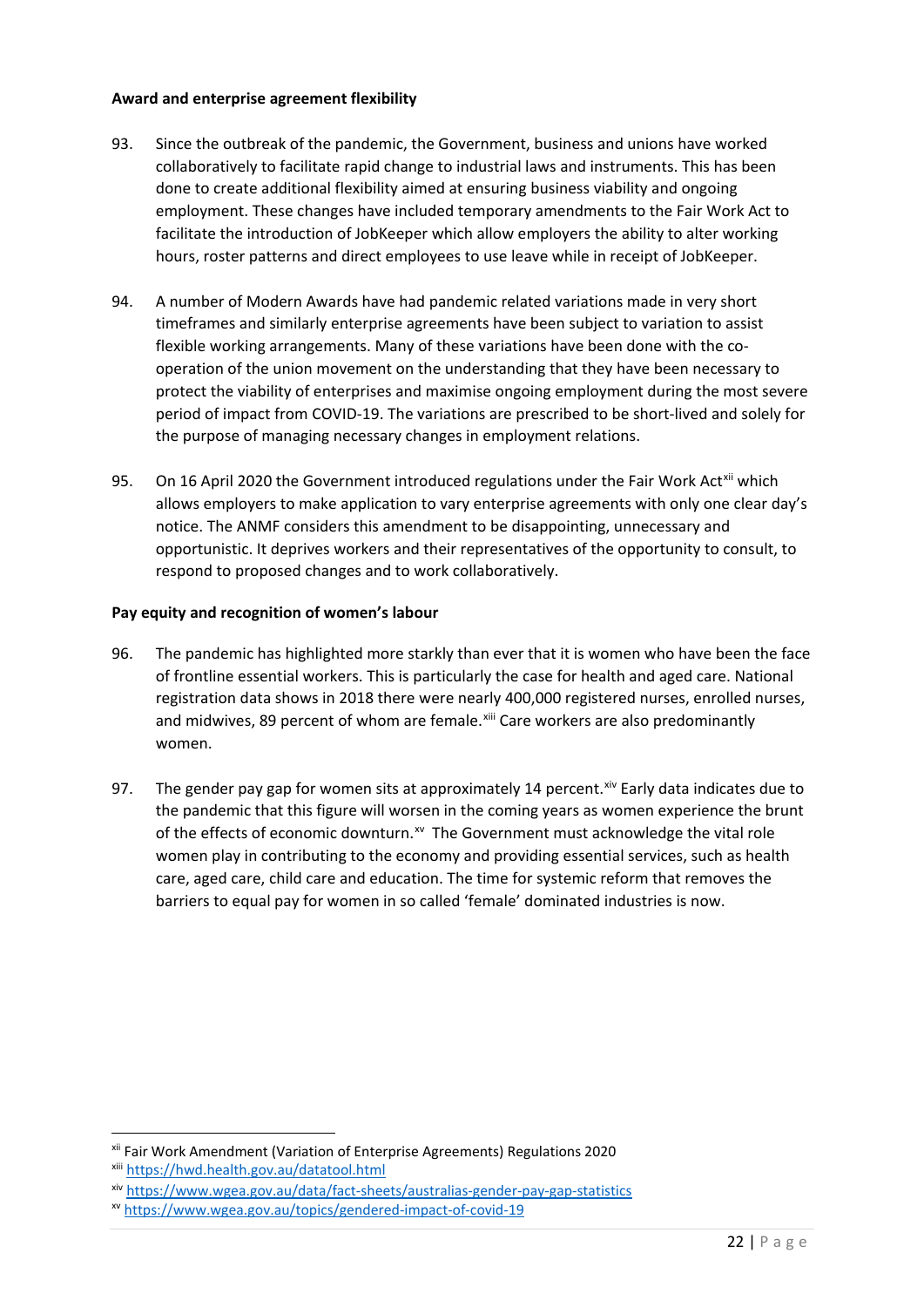**Award and enterprise agreement flexibility**

93. Since the outbreak of the pandemic, the Government, business and unions have worked collaboratively to facilitate rapid change to industrial laws and instruments. This has been done to create additional flexibility aimed at ensuring business viability and ongoing employment. These changes have included temporary amendments to the Fair Work Act to facilitate the introduction of JobKeeper which allow employers the ability to alter working hours, roster patterns and direct employees to use leave while in receipt of JobKeeper.

94. A number of Modern Awards have had pandemic related variations made in very short timeframes and similarly enterprise agreements have been subject to variation to assist flexible working arrangements. Many of these variations have been done with the co-operation of the union movement on the understanding that they have been necessary to protect the viability of enterprises and maximise ongoing employment during the most severe period of impact from COVID-19. The variations are prescribed to be short-lived and solely for the purpose of managing necessary changes in employment relations.

95. On 16 April 2020 the Government introduced regulations under the Fair Work Act[xii] which allows employers to make application to vary enterprise agreements with only one clear day's notice. The ANMF considers this amendment to be disappointing, unnecessary and opportunistic. It deprives workers and their representatives of the opportunity to consult, to respond to proposed changes and to work collaboratively.

**Pay equity and recognition of women's labour**

96. The pandemic has highlighted more starkly than ever that it is women who have been the face of frontline essential workers. This is particularly the case for health and aged care. National registration data shows in 2018 there were nearly 400,000 registered nurses, enrolled nurses, and midwives, 89 percent of whom are female.[xiii] Care workers are also predominantly women.

97. The gender pay gap for women sits at approximately 14 percent.[xiv] Early data indicates due to the pandemic that this figure will worsen in the coming years as women experience the brunt of the effects of economic downturn.[xv] The Government must acknowledge the vital role women play in contributing to the economy and providing essential services, such as health care, aged care, child care and education. The time for systemic reform that removes the barriers to equal pay for women in so called 'female' dominated industries is now.

---

[xii] Fair Work Amendment (Variation of Enterprise Agreements) Regulations 2020

[xiii] https://hwd.health.gov.au/datatool.html

[xiv] https://www.wgea.gov.au/data/fact-sheets/australias-gender-pay-gap-statistics

[xv] https://www.wgea.gov.au/topics/gendered-impact-of-covid-19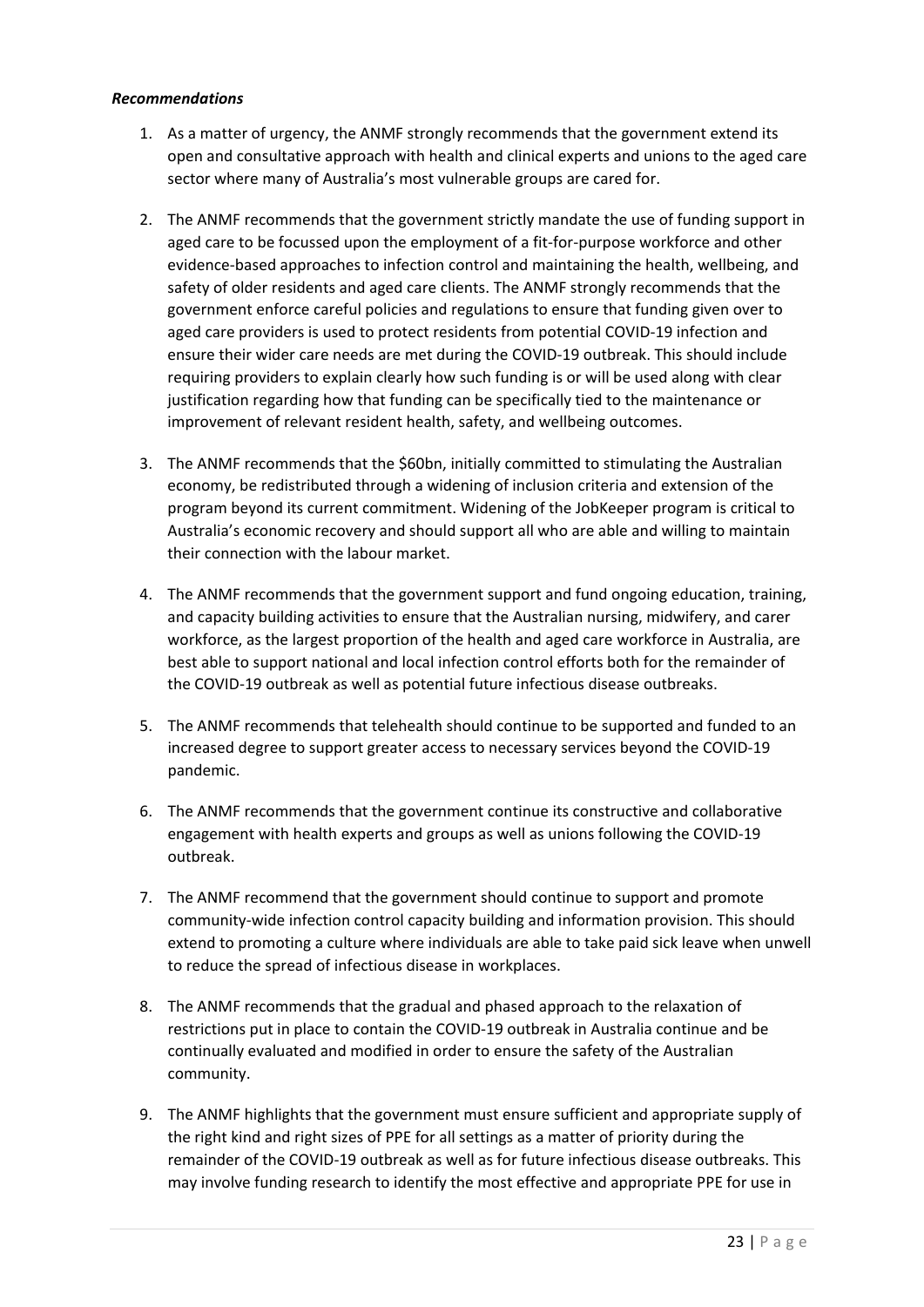***Recommendations***

1. As a matter of urgency, the ANMF strongly recommends that the government extend its open and consultative approach with health and clinical experts and unions to the aged care sector where many of Australia's most vulnerable groups are cared for.

2. The ANMF recommends that the government strictly mandate the use of funding support in aged care to be focussed upon the employment of a fit-for-purpose workforce and other evidence-based approaches to infection control and maintaining the health, wellbeing, and safety of older residents and aged care clients. The ANMF strongly recommends that the government enforce careful policies and regulations to ensure that funding given over to aged care providers is used to protect residents from potential COVID-19 infection and ensure their wider care needs are met during the COVID-19 outbreak. This should include requiring providers to explain clearly how such funding is or will be used along with clear justification regarding how that funding can be specifically tied to the maintenance or improvement of relevant resident health, safety, and wellbeing outcomes.

3. The ANMF recommends that the $60bn, initially committed to stimulating the Australian economy, be redistributed through a widening of inclusion criteria and extension of the program beyond its current commitment. Widening of the JobKeeper program is critical to Australia's economic recovery and should support all who are able and willing to maintain their connection with the labour market.

4. The ANMF recommends that the government support and fund ongoing education, training, and capacity building activities to ensure that the Australian nursing, midwifery, and carer workforce, as the largest proportion of the health and aged care workforce in Australia, are best able to support national and local infection control efforts both for the remainder of the COVID-19 outbreak as well as potential future infectious disease outbreaks.

5. The ANMF recommends that telehealth should continue to be supported and funded to an increased degree to support greater access to necessary services beyond the COVID-19 pandemic.

6. The ANMF recommends that the government continue its constructive and collaborative engagement with health experts and groups as well as unions following the COVID-19 outbreak.

7. The ANMF recommend that the government should continue to support and promote community-wide infection control capacity building and information provision. This should extend to promoting a culture where individuals are able to take paid sick leave when unwell to reduce the spread of infectious disease in workplaces.

8. The ANMF recommends that the gradual and phased approach to the relaxation of restrictions put in place to contain the COVID-19 outbreak in Australia continue and be continually evaluated and modified in order to ensure the safety of the Australian community.

9. The ANMF highlights that the government must ensure sufficient and appropriate supply of the right kind and right sizes of PPE for all settings as a matter of priority during the remainder of the COVID-19 outbreak as well as for future infectious disease outbreaks. This may involve funding research to identify the most effective and appropriate PPE for use in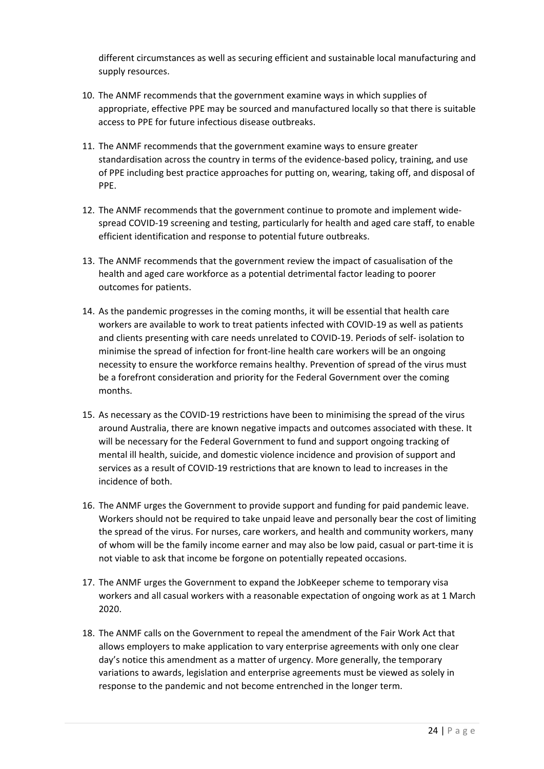different circumstances as well as securing efficient and sustainable local manufacturing and supply resources.

10. The ANMF recommends that the government examine ways in which supplies of appropriate, effective PPE may be sourced and manufactured locally so that there is suitable access to PPE for future infectious disease outbreaks.

11. The ANMF recommends that the government examine ways to ensure greater standardisation across the country in terms of the evidence-based policy, training, and use of PPE including best practice approaches for putting on, wearing, taking off, and disposal of PPE.

12. The ANMF recommends that the government continue to promote and implement wide-spread COVID-19 screening and testing, particularly for health and aged care staff, to enable efficient identification and response to potential future outbreaks.

13. The ANMF recommends that the government review the impact of casualisation of the health and aged care workforce as a potential detrimental factor leading to poorer outcomes for patients.

14. As the pandemic progresses in the coming months, it will be essential that health care workers are available to work to treat patients infected with COVID-19 as well as patients and clients presenting with care needs unrelated to COVID-19. Periods of self- isolation to minimise the spread of infection for front-line health care workers will be an ongoing necessity to ensure the workforce remains healthy. Prevention of spread of the virus must be a forefront consideration and priority for the Federal Government over the coming months.

15. As necessary as the COVID-19 restrictions have been to minimising the spread of the virus around Australia, there are known negative impacts and outcomes associated with these. It will be necessary for the Federal Government to fund and support ongoing tracking of mental ill health, suicide, and domestic violence incidence and provision of support and services as a result of COVID-19 restrictions that are known to lead to increases in the incidence of both.

16. The ANMF urges the Government to provide support and funding for paid pandemic leave. Workers should not be required to take unpaid leave and personally bear the cost of limiting the spread of the virus. For nurses, care workers, and health and community workers, many of whom will be the family income earner and may also be low paid, casual or part-time it is not viable to ask that income be forgone on potentially repeated occasions.

17. The ANMF urges the Government to expand the JobKeeper scheme to temporary visa workers and all casual workers with a reasonable expectation of ongoing work as at 1 March 2020.

18. The ANMF calls on the Government to repeal the amendment of the Fair Work Act that allows employers to make application to vary enterprise agreements with only one clear day's notice this amendment as a matter of urgency. More generally, the temporary variations to awards, legislation and enterprise agreements must be viewed as solely in response to the pandemic and not become entrenched in the longer term.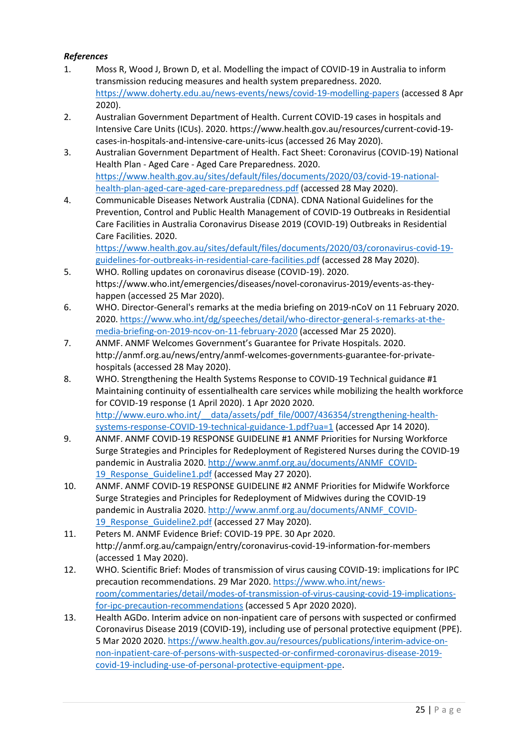***References***

1. Moss R, Wood J, Brown D, et al. Modelling the impact of COVID-19 in Australia to inform transmission reducing measures and health system preparedness. 2020. https://www.doherty.edu.au/news-events/news/covid-19-modelling-papers (accessed 8 Apr 2020).
2. Australian Government Department of Health. Current COVID-19 cases in hospitals and Intensive Care Units (ICUs). 2020. https://www.health.gov.au/resources/current-covid-19-cases-in-hospitals-and-intensive-care-units-icus (accessed 26 May 2020).
3. Australian Government Department of Health. Fact Sheet: Coronavirus (COVID-19) National Health Plan - Aged Care - Aged Care Preparedness. 2020. https://www.health.gov.au/sites/default/files/documents/2020/03/covid-19-national-health-plan-aged-care-aged-care-preparedness.pdf (accessed 28 May 2020).
4. Communicable Diseases Network Australia (CDNA). CDNA National Guidelines for the Prevention, Control and Public Health Management of COVID-19 Outbreaks in Residential Care Facilities in Australia Coronavirus Disease 2019 (COVID-19) Outbreaks in Residential Care Facilities. 2020. https://www.health.gov.au/sites/default/files/documents/2020/03/coronavirus-covid-19-guidelines-for-outbreaks-in-residential-care-facilities.pdf (accessed 28 May 2020).
5. WHO. Rolling updates on coronavirus disease (COVID-19). 2020. https://www.who.int/emergencies/diseases/novel-coronavirus-2019/events-as-they-happen (accessed 25 Mar 2020).
6. WHO. Director-General's remarks at the media briefing on 2019-nCoV on 11 February 2020. 2020. https://www.who.int/dg/speeches/detail/who-director-general-s-remarks-at-the-media-briefing-on-2019-ncov-on-11-february-2020 (accessed Mar 25 2020).
7. ANMF. ANMF Welcomes Government's Guarantee for Private Hospitals. 2020. http://anmf.org.au/news/entry/anmf-welcomes-governments-guarantee-for-private-hospitals (accessed 28 May 2020).
8. WHO. Strengthening the Health Systems Response to COVID-19 Technical guidance #1 Maintaining continuity of essentialhealth care services while mobilizing the health workforce for COVID-19 response (1 April 2020). 1 Apr 2020 2020. http://www.euro.who.int/__data/assets/pdf_file/0007/436354/strengthening-health-systems-response-COVID-19-technical-guidance-1.pdf?ua=1 (accessed Apr 14 2020).
9. ANMF. ANMF COVID-19 RESPONSE GUIDELINE #1 ANMF Priorities for Nursing Workforce Surge Strategies and Principles for Redeployment of Registered Nurses during the COVID-19 pandemic in Australia 2020. http://www.anmf.org.au/documents/ANMF_COVID-19_Response_Guideline1.pdf (accessed May 27 2020).
10. ANMF. ANMF COVID-19 RESPONSE GUIDELINE #2 ANMF Priorities for Midwife Workforce Surge Strategies and Principles for Redeployment of Midwives during the COVID-19 pandemic in Australia 2020. http://www.anmf.org.au/documents/ANMF_COVID-19_Response_Guideline2.pdf (accessed 27 May 2020).
11. Peters M. ANMF Evidence Brief: COVID-19 PPE. 30 Apr 2020. http://anmf.org.au/campaign/entry/coronavirus-covid-19-information-for-members (accessed 1 May 2020).
12. WHO. Scientific Brief: Modes of transmission of virus causing COVID-19: implications for IPC precaution recommendations. 29 Mar 2020. https://www.who.int/news-room/commentaries/detail/modes-of-transmission-of-virus-causing-covid-19-implications-for-ipc-precaution-recommendations (accessed 5 Apr 2020 2020).
13. Health AGDo. Interim advice on non-inpatient care of persons with suspected or confirmed Coronavirus Disease 2019 (COVID-19), including use of personal protective equipment (PPE). 5 Mar 2020 2020. https://www.health.gov.au/resources/publications/interim-advice-on-non-inpatient-care-of-persons-with-suspected-or-confirmed-coronavirus-disease-2019-covid-19-including-use-of-personal-protective-equipment-ppe.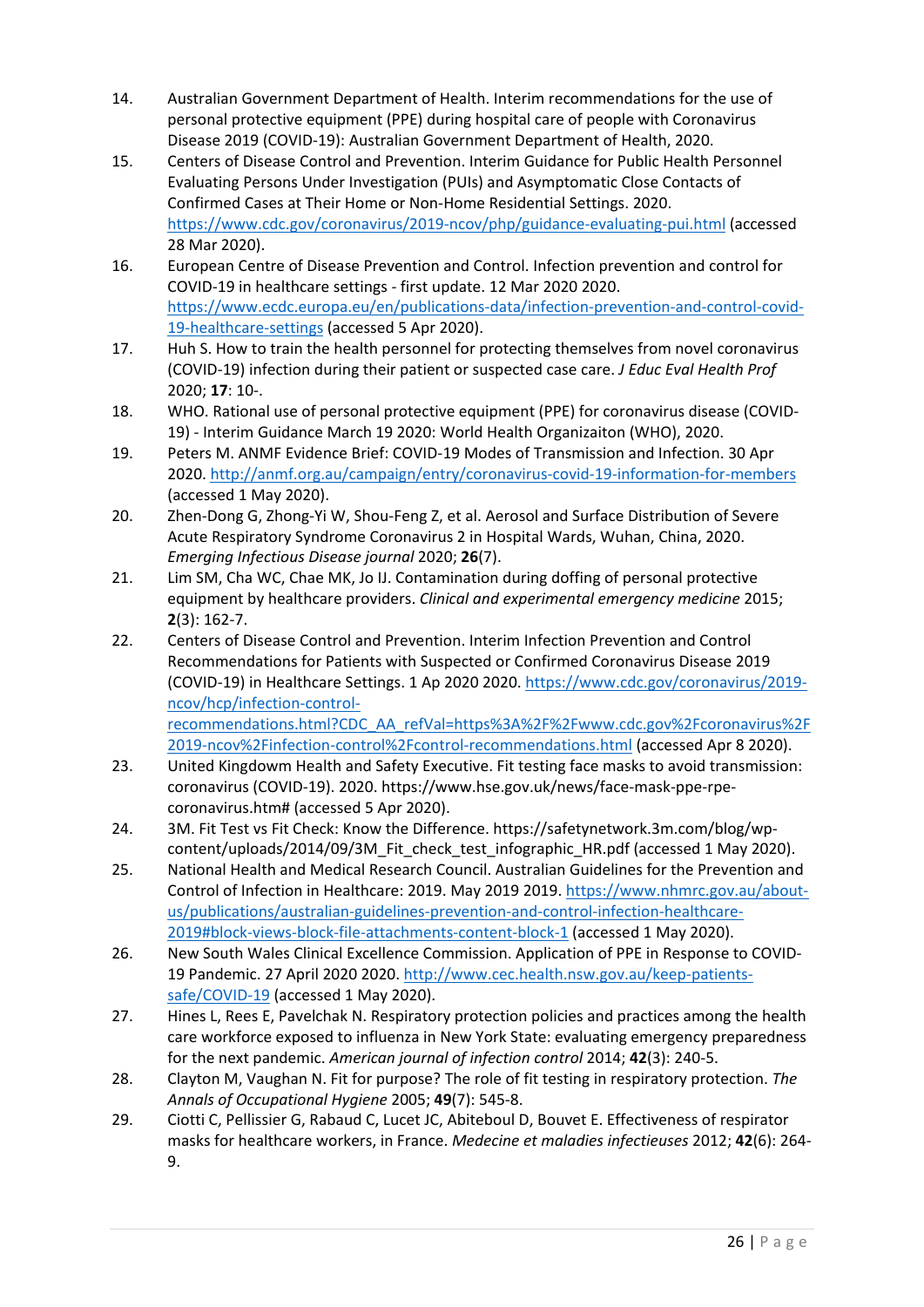14. Australian Government Department of Health. Interim recommendations for the use of personal protective equipment (PPE) during hospital care of people with Coronavirus Disease 2019 (COVID-19): Australian Government Department of Health, 2020.
15. Centers of Disease Control and Prevention. Interim Guidance for Public Health Personnel Evaluating Persons Under Investigation (PUIs) and Asymptomatic Close Contacts of Confirmed Cases at Their Home or Non-Home Residential Settings. 2020. https://www.cdc.gov/coronavirus/2019-ncov/php/guidance-evaluating-pui.html (accessed 28 Mar 2020).
16. European Centre of Disease Prevention and Control. Infection prevention and control for COVID-19 in healthcare settings - first update. 12 Mar 2020 2020. https://www.ecdc.europa.eu/en/publications-data/infection-prevention-and-control-covid-19-healthcare-settings (accessed 5 Apr 2020).
17. Huh S. How to train the health personnel for protecting themselves from novel coronavirus (COVID-19) infection during their patient or suspected case care. *J Educ Eval Health Prof* 2020; **17**: 10-.
18. WHO. Rational use of personal protective equipment (PPE) for coronavirus disease (COVID-19) - Interim Guidance March 19 2020: World Health Organizaiton (WHO), 2020.
19. Peters M. ANMF Evidence Brief: COVID-19 Modes of Transmission and Infection. 30 Apr 2020. http://anmf.org.au/campaign/entry/coronavirus-covid-19-information-for-members (accessed 1 May 2020).
20. Zhen-Dong G, Zhong-Yi W, Shou-Feng Z, et al. Aerosol and Surface Distribution of Severe Acute Respiratory Syndrome Coronavirus 2 in Hospital Wards, Wuhan, China, 2020. *Emerging Infectious Disease journal* 2020; **26**(7).
21. Lim SM, Cha WC, Chae MK, Jo IJ. Contamination during doffing of personal protective equipment by healthcare providers. *Clinical and experimental emergency medicine* 2015; **2**(3): 162-7.
22. Centers of Disease Control and Prevention. Interim Infection Prevention and Control Recommendations for Patients with Suspected or Confirmed Coronavirus Disease 2019 (COVID-19) in Healthcare Settings. 1 Ap 2020 2020. https://www.cdc.gov/coronavirus/2019-ncov/hcp/infection-control-recommendations.html?CDC_AA_refVal=https%3A%2F%2Fwww.cdc.gov%2Fcoronavirus%2F2019-ncov%2Finfection-control%2Fcontrol-recommendations.html (accessed Apr 8 2020).
23. United Kingdowm Health and Safety Executive. Fit testing face masks to avoid transmission: coronavirus (COVID-19). 2020. https://www.hse.gov.uk/news/face-mask-ppe-rpe-coronavirus.htm# (accessed 5 Apr 2020).
24. 3M. Fit Test vs Fit Check: Know the Difference. https://safetynetwork.3m.com/blog/wp-content/uploads/2014/09/3M_Fit_check_test_infographic_HR.pdf (accessed 1 May 2020).
25. National Health and Medical Research Council. Australian Guidelines for the Prevention and Control of Infection in Healthcare: 2019. May 2019 2019. https://www.nhmrc.gov.au/about-us/publications/australian-guidelines-prevention-and-control-infection-healthcare-2019#block-views-block-file-attachments-content-block-1 (accessed 1 May 2020).
26. New South Wales Clinical Excellence Commission. Application of PPE in Response to COVID-19 Pandemic. 27 April 2020 2020. http://www.cec.health.nsw.gov.au/keep-patients-safe/COVID-19 (accessed 1 May 2020).
27. Hines L, Rees E, Pavelchak N. Respiratory protection policies and practices among the health care workforce exposed to influenza in New York State: evaluating emergency preparedness for the next pandemic. *American journal of infection control* 2014; **42**(3): 240-5.
28. Clayton M, Vaughan N. Fit for purpose? The role of fit testing in respiratory protection. *The Annals of Occupational Hygiene* 2005; **49**(7): 545-8.
29. Ciotti C, Pellissier G, Rabaud C, Lucet JC, Abiteboul D, Bouvet E. Effectiveness of respirator masks for healthcare workers, in France. *Medecine et maladies infectieuses* 2012; **42**(6): 264-9.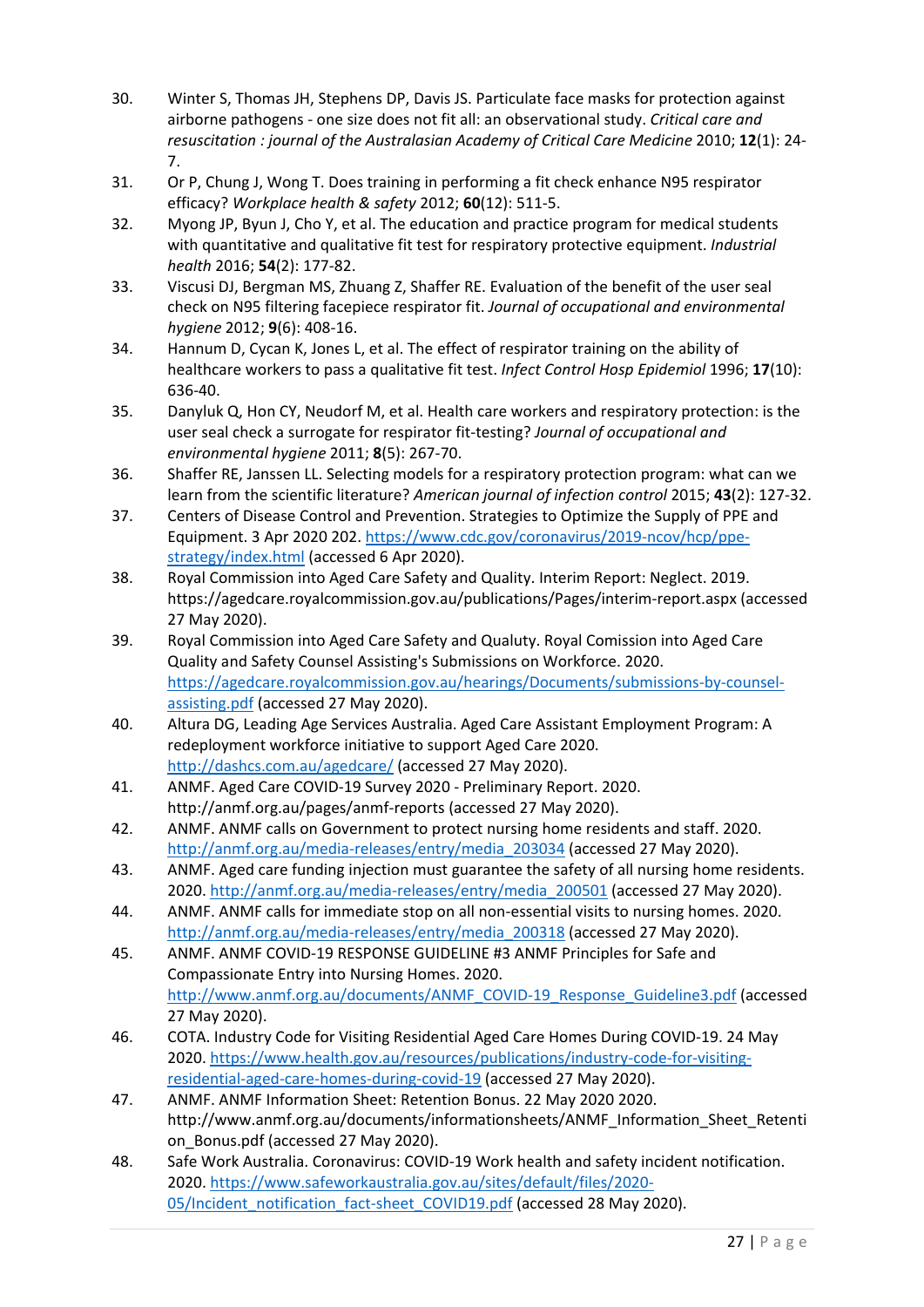30. Winter S, Thomas JH, Stephens DP, Davis JS. Particulate face masks for protection against airborne pathogens - one size does not fit all: an observational study. *Critical care and resuscitation : journal of the Australasian Academy of Critical Care Medicine* 2010; **12**(1): 24-7.
31. Or P, Chung J, Wong T. Does training in performing a fit check enhance N95 respirator efficacy? *Workplace health & safety* 2012; **60**(12): 511-5.
32. Myong JP, Byun J, Cho Y, et al. The education and practice program for medical students with quantitative and qualitative fit test for respiratory protective equipment. *Industrial health* 2016; **54**(2): 177-82.
33. Viscusi DJ, Bergman MS, Zhuang Z, Shaffer RE. Evaluation of the benefit of the user seal check on N95 filtering facepiece respirator fit. *Journal of occupational and environmental hygiene* 2012; **9**(6): 408-16.
34. Hannum D, Cycan K, Jones L, et al. The effect of respirator training on the ability of healthcare workers to pass a qualitative fit test. *Infect Control Hosp Epidemiol* 1996; **17**(10): 636-40.
35. Danyluk Q, Hon CY, Neudorf M, et al. Health care workers and respiratory protection: is the user seal check a surrogate for respirator fit-testing? *Journal of occupational and environmental hygiene* 2011; **8**(5): 267-70.
36. Shaffer RE, Janssen LL. Selecting models for a respiratory protection program: what can we learn from the scientific literature? *American journal of infection control* 2015; **43**(2): 127-32.
37. Centers of Disease Control and Prevention. Strategies to Optimize the Supply of PPE and Equipment. 3 Apr 2020 202. https://www.cdc.gov/coronavirus/2019-ncov/hcp/ppe-strategy/index.html (accessed 6 Apr 2020).
38. Royal Commission into Aged Care Safety and Quality. Interim Report: Neglect. 2019. https://agedcare.royalcommission.gov.au/publications/Pages/interim-report.aspx (accessed 27 May 2020).
39. Royal Commission into Aged Care Safety and Qualuty. Royal Comission into Aged Care Quality and Safety Counsel Assisting's Submissions on Workforce. 2020. https://agedcare.royalcommission.gov.au/hearings/Documents/submissions-by-counsel-assisting.pdf (accessed 27 May 2020).
40. Altura DG, Leading Age Services Australia. Aged Care Assistant Employment Program: A redeployment workforce initiative to support Aged Care 2020. http://dashcs.com.au/agedcare/ (accessed 27 May 2020).
41. ANMF. Aged Care COVID-19 Survey 2020 - Preliminary Report. 2020. http://anmf.org.au/pages/anmf-reports (accessed 27 May 2020).
42. ANMF. ANMF calls on Government to protect nursing home residents and staff. 2020. http://anmf.org.au/media-releases/entry/media_203034 (accessed 27 May 2020).
43. ANMF. Aged care funding injection must guarantee the safety of all nursing home residents. 2020. http://anmf.org.au/media-releases/entry/media_200501 (accessed 27 May 2020).
44. ANMF. ANMF calls for immediate stop on all non-essential visits to nursing homes. 2020. http://anmf.org.au/media-releases/entry/media_200318 (accessed 27 May 2020).
45. ANMF. ANMF COVID-19 RESPONSE GUIDELINE #3 ANMF Principles for Safe and Compassionate Entry into Nursing Homes. 2020. http://www.anmf.org.au/documents/ANMF_COVID-19_Response_Guideline3.pdf (accessed 27 May 2020).
46. COTA. Industry Code for Visiting Residential Aged Care Homes During COVID-19. 24 May 2020. https://www.health.gov.au/resources/publications/industry-code-for-visiting-residential-aged-care-homes-during-covid-19 (accessed 27 May 2020).
47. ANMF. ANMF Information Sheet: Retention Bonus. 22 May 2020 2020. http://www.anmf.org.au/documents/informationsheets/ANMF_Information_Sheet_Retention_Bonus.pdf (accessed 27 May 2020).
48. Safe Work Australia. Coronavirus: COVID-19 Work health and safety incident notification. 2020. https://www.safeworkaustralia.gov.au/sites/default/files/2020-05/Incident_notification_fact-sheet_COVID19.pdf (accessed 28 May 2020).